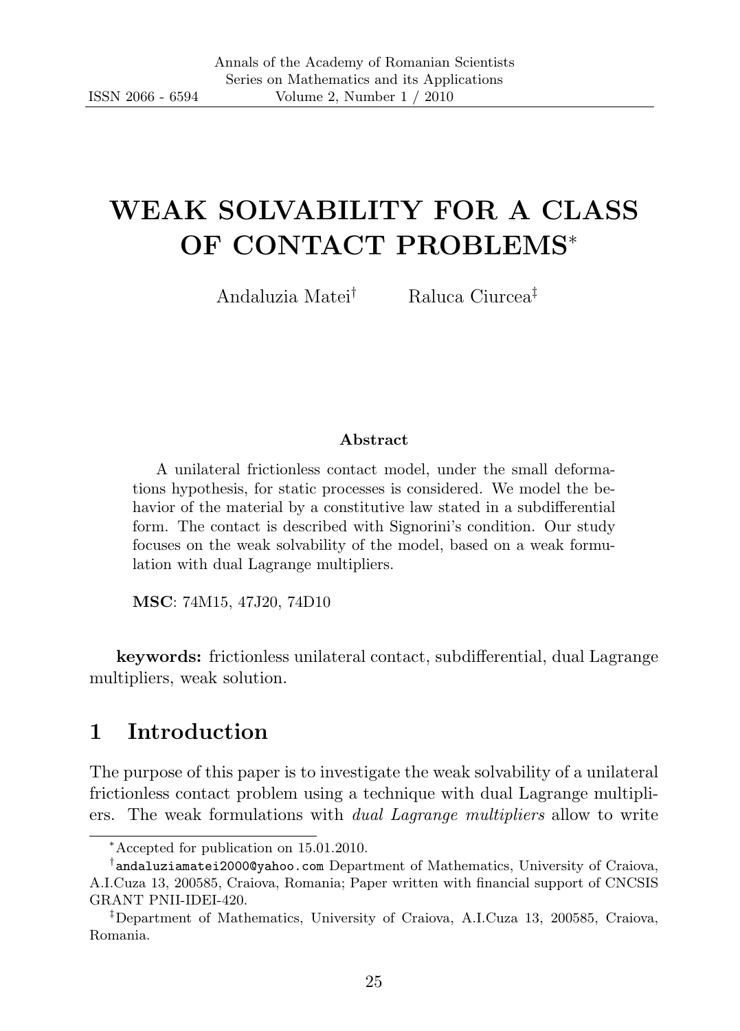# WEAK SOLVABILITY FOR A CLASS OF CONTACT PROBLEMS*

Andaluzia Matei[†] Raluca Ciurcea[‡]

**Abstract**

A unilateral frictionless contact model, under the small deformations hypothesis, for static processes is considered. We model the behavior of the material by a constitutive law stated in a subdifferential form. The contact is described with Signorini's condition. Our study focuses on the weak solvability of the model, based on a weak formulation with dual Lagrange multipliers.

**MSC**: 74M15, 47J20, 74D10

**keywords:** frictionless unilateral contact, subdifferential, dual Lagrange multipliers, weak solution.

## 1 Introduction

The purpose of this paper is to investigate the weak solvability of a unilateral frictionless contact problem using a technique with dual Lagrange multipliers. The weak formulations with *dual Lagrange multipliers* allow to write

---

*Accepted for publication on 15.01.2010.

[†]andaluziamatei2000@yahoo.com Department of Mathematics, University of Craiova, A.I.Cuza 13, 200585, Craiova, Romania; Paper written with financial support of CNCSIS GRANT PNII-IDEI-420.

[‡]Department of Mathematics, University of Craiova, A.I.Cuza 13, 200585, Craiova, Romania.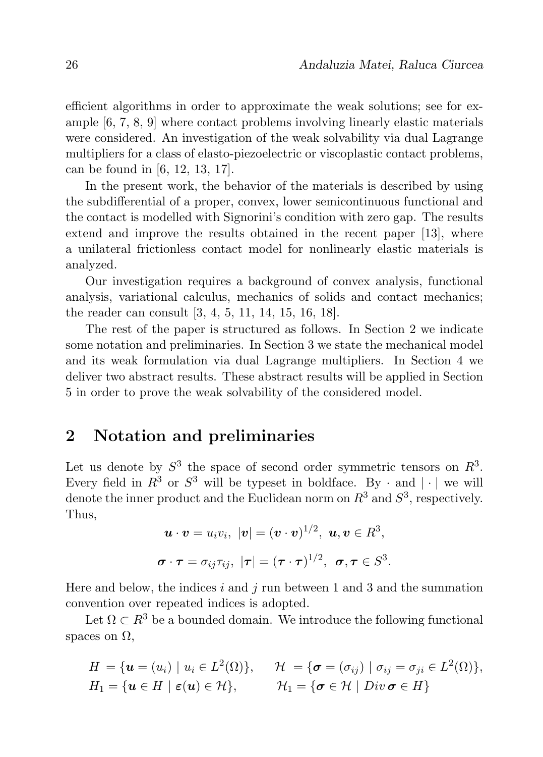efficient algorithms in order to approximate the weak solutions; see for example [6, 7, 8, 9] where contact problems involving linearly elastic materials were considered. An investigation of the weak solvability via dual Lagrange multipliers for a class of elasto-piezoelectric or viscoplastic contact problems, can be found in [6, 12, 13, 17].

In the present work, the behavior of the materials is described by using the subdifferential of a proper, convex, lower semicontinuous functional and the contact is modelled with Signorini's condition with zero gap. The results extend and improve the results obtained in the recent paper [13], where a unilateral frictionless contact model for nonlinearly elastic materials is analyzed.

Our investigation requires a background of convex analysis, functional analysis, variational calculus, mechanics of solids and contact mechanics; the reader can consult [3, 4, 5, 11, 14, 15, 16, 18].

The rest of the paper is structured as follows. In Section 2 we indicate some notation and preliminaries. In Section 3 we state the mechanical model and its weak formulation via dual Lagrange multipliers. In Section 4 we deliver two abstract results. These abstract results will be applied in Section 5 in order to prove the weak solvability of the considered model.

## 2 Notation and preliminaries

Let us denote by $S^3$ the space of second order symmetric tensors on $R^3$. Every field in $R^3$ or $S^3$ will be typeset in boldface. By $\cdot$ and $|\cdot|$ we will denote the inner product and the Euclidean norm on $R^3$ and $S^3$, respectively. Thus,

$$\boldsymbol{u} \cdot \boldsymbol{v} = u_i v_i,\ |\boldsymbol{v}| = (\boldsymbol{v} \cdot \boldsymbol{v})^{1/2},\ \boldsymbol{u}, \boldsymbol{v} \in R^3,$$

$$\boldsymbol{\sigma} \cdot \boldsymbol{\tau} = \sigma_{ij}\tau_{ij},\ |\boldsymbol{\tau}| = (\boldsymbol{\tau} \cdot \boldsymbol{\tau})^{1/2},\ \boldsymbol{\sigma}, \boldsymbol{\tau} \in S^3.$$

Here and below, the indices $i$ and $j$ run between 1 and 3 and the summation convention over repeated indices is adopted.

Let $\Omega \subset R^3$ be a bounded domain. We introduce the following functional spaces on $\Omega$,

$$H = \{\boldsymbol{u} = (u_i) \mid u_i \in L^2(\Omega)\}, \qquad \mathcal{H} = \{\boldsymbol{\sigma} = (\sigma_{ij}) \mid \sigma_{ij} = \sigma_{ji} \in L^2(\Omega)\},$$
$$H_1 = \{\boldsymbol{u} \in H \mid \boldsymbol{\varepsilon}(\boldsymbol{u}) \in \mathcal{H}\}, \qquad \mathcal{H}_1 = \{\boldsymbol{\sigma} \in \mathcal{H} \mid Div\, \boldsymbol{\sigma} \in H\}$$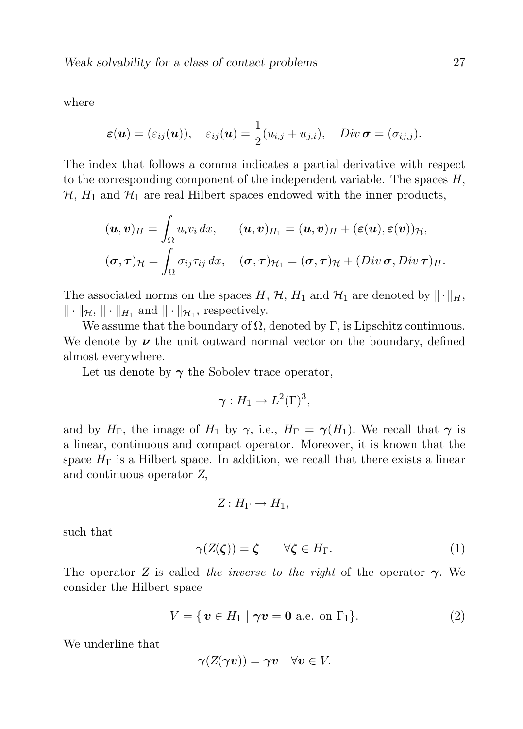where

$$\boldsymbol{\varepsilon}(\boldsymbol{u}) = (\varepsilon_{ij}(\boldsymbol{u})), \quad \varepsilon_{ij}(\boldsymbol{u}) = \frac{1}{2}(u_{i,j} + u_{j,i}), \quad Div\, \boldsymbol{\sigma} = (\sigma_{ij,j}).$$

The index that follows a comma indicates a partial derivative with respect to the corresponding component of the independent variable. The spaces $H$, $\mathcal{H}$, $H_1$ and $\mathcal{H}_1$ are real Hilbert spaces endowed with the inner products,

$$(\boldsymbol{u}, \boldsymbol{v})_H = \int_\Omega u_i v_i \, dx, \qquad (\boldsymbol{u}, \boldsymbol{v})_{H_1} = (\boldsymbol{u}, \boldsymbol{v})_H + (\boldsymbol{\varepsilon}(\boldsymbol{u}), \boldsymbol{\varepsilon}(\boldsymbol{v}))_{\mathcal{H}},$$

$$(\boldsymbol{\sigma}, \boldsymbol{\tau})_{\mathcal{H}} = \int_\Omega \sigma_{ij} \tau_{ij} \, dx, \quad (\boldsymbol{\sigma}, \boldsymbol{\tau})_{\mathcal{H}_1} = (\boldsymbol{\sigma}, \boldsymbol{\tau})_{\mathcal{H}} + (Div\, \boldsymbol{\sigma}, Div\, \boldsymbol{\tau})_H.$$

The associated norms on the spaces $H$, $\mathcal{H}$, $H_1$ and $\mathcal{H}_1$ are denoted by $\|\cdot\|_H$, $\|\cdot\|_{\mathcal{H}}$, $\|\cdot\|_{H_1}$ and $\|\cdot\|_{\mathcal{H}_1}$, respectively.

We assume that the boundary of $\Omega$, denoted by $\Gamma$, is Lipschitz continuous. We denote by $\boldsymbol{\nu}$ the unit outward normal vector on the boundary, defined almost everywhere.

Let us denote by $\boldsymbol{\gamma}$ the Sobolev trace operator,

$$\boldsymbol{\gamma} : H_1 \to L^2(\Gamma)^3,$$

and by $H_\Gamma$, the image of $H_1$ by $\gamma$, i.e., $H_\Gamma = \boldsymbol{\gamma}(H_1)$. We recall that $\boldsymbol{\gamma}$ is a linear, continuous and compact operator. Moreover, it is known that the space $H_\Gamma$ is a Hilbert space. In addition, we recall that there exists a linear and continuous operator $Z$,

$$Z : H_\Gamma \to H_1,$$

such that

$$\gamma(Z(\boldsymbol{\zeta})) = \boldsymbol{\zeta} \qquad \forall \boldsymbol{\zeta} \in H_\Gamma. \tag{1}$$

The operator $Z$ is called *the inverse to the right* of the operator $\boldsymbol{\gamma}$. We consider the Hilbert space

$$V = \{\, \boldsymbol{v} \in H_1 \mid \boldsymbol{\gamma v} = \boldsymbol{0} \text{ a.e. on } \Gamma_1 \}. \tag{2}$$

We underline that

$$\boldsymbol{\gamma}(Z(\boldsymbol{\gamma v})) = \boldsymbol{\gamma v} \quad \forall \boldsymbol{v} \in V.$$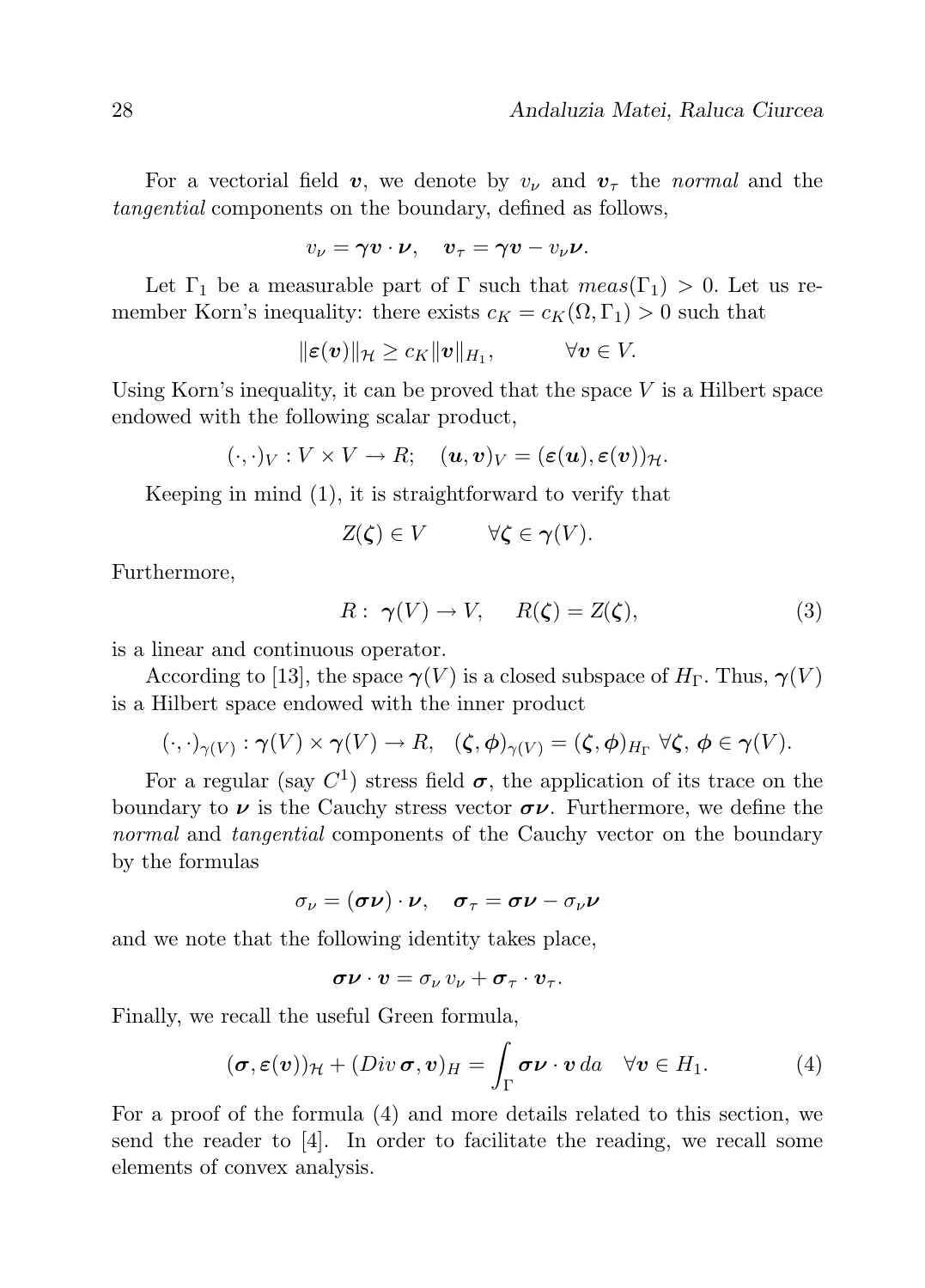For a vectorial field $\boldsymbol{v}$, we denote by $v_\nu$ and $\boldsymbol{v}_\tau$ the *normal* and the *tangential* components on the boundary, defined as follows,

$$v_\nu = \boldsymbol{\gamma v} \cdot \boldsymbol{\nu}, \quad \boldsymbol{v}_\tau = \boldsymbol{\gamma v} - v_\nu \boldsymbol{\nu}.$$

Let $\Gamma_1$ be a measurable part of $\Gamma$ such that $meas(\Gamma_1) > 0$. Let us remember Korn's inequality: there exists $c_K = c_K(\Omega, \Gamma_1) > 0$ such that

$$\|\boldsymbol{\varepsilon}(\boldsymbol{v})\|_{\mathcal{H}} \geq c_K \|\boldsymbol{v}\|_{H_1}, \qquad \forall \boldsymbol{v} \in V.$$

Using Korn's inequality, it can be proved that the space $V$ is a Hilbert space endowed with the following scalar product,

$$(\cdot,\cdot)_V : V \times V \to R; \quad (\boldsymbol{u}, \boldsymbol{v})_V = (\boldsymbol{\varepsilon}(\boldsymbol{u}), \boldsymbol{\varepsilon}(\boldsymbol{v}))_{\mathcal{H}}.$$

Keeping in mind (1), it is straightforward to verify that

$$Z(\boldsymbol{\zeta}) \in V \qquad \forall \boldsymbol{\zeta} \in \boldsymbol{\gamma}(V).$$

Furthermore,

$$R : \boldsymbol{\gamma}(V) \to V, \quad R(\boldsymbol{\zeta}) = Z(\boldsymbol{\zeta}), \tag{3}$$

is a linear and continuous operator.

According to [13], the space $\boldsymbol{\gamma}(V)$ is a closed subspace of $H_\Gamma$. Thus, $\boldsymbol{\gamma}(V)$ is a Hilbert space endowed with the inner product

$$(\cdot,\cdot)_{\gamma(V)} : \boldsymbol{\gamma}(V) \times \boldsymbol{\gamma}(V) \to R, \quad (\boldsymbol{\zeta}, \boldsymbol{\phi})_{\gamma(V)} = (\boldsymbol{\zeta}, \boldsymbol{\phi})_{H_\Gamma} \ \forall \boldsymbol{\zeta},\, \boldsymbol{\phi} \in \boldsymbol{\gamma}(V).$$

For a regular (say $C^1$) stress field $\boldsymbol{\sigma}$, the application of its trace on the boundary to $\boldsymbol{\nu}$ is the Cauchy stress vector $\boldsymbol{\sigma\nu}$. Furthermore, we define the *normal* and *tangential* components of the Cauchy vector on the boundary by the formulas

$$\sigma_\nu = (\boldsymbol{\sigma\nu}) \cdot \boldsymbol{\nu}, \quad \boldsymbol{\sigma}_\tau = \boldsymbol{\sigma\nu} - \sigma_\nu \boldsymbol{\nu}$$

and we note that the following identity takes place,

$$\boldsymbol{\sigma\nu} \cdot \boldsymbol{v} = \sigma_\nu\, v_\nu + \boldsymbol{\sigma}_\tau \cdot \boldsymbol{v}_\tau.$$

Finally, we recall the useful Green formula,

$$(\boldsymbol{\sigma}, \boldsymbol{\varepsilon}(\boldsymbol{v}))_{\mathcal{H}} + (Div\, \boldsymbol{\sigma}, \boldsymbol{v})_H = \int_\Gamma \boldsymbol{\sigma\nu} \cdot \boldsymbol{v}\, da \quad \forall \boldsymbol{v} \in H_1. \tag{4}$$

For a proof of the formula (4) and more details related to this section, we send the reader to [4]. In order to facilitate the reading, we recall some elements of convex analysis.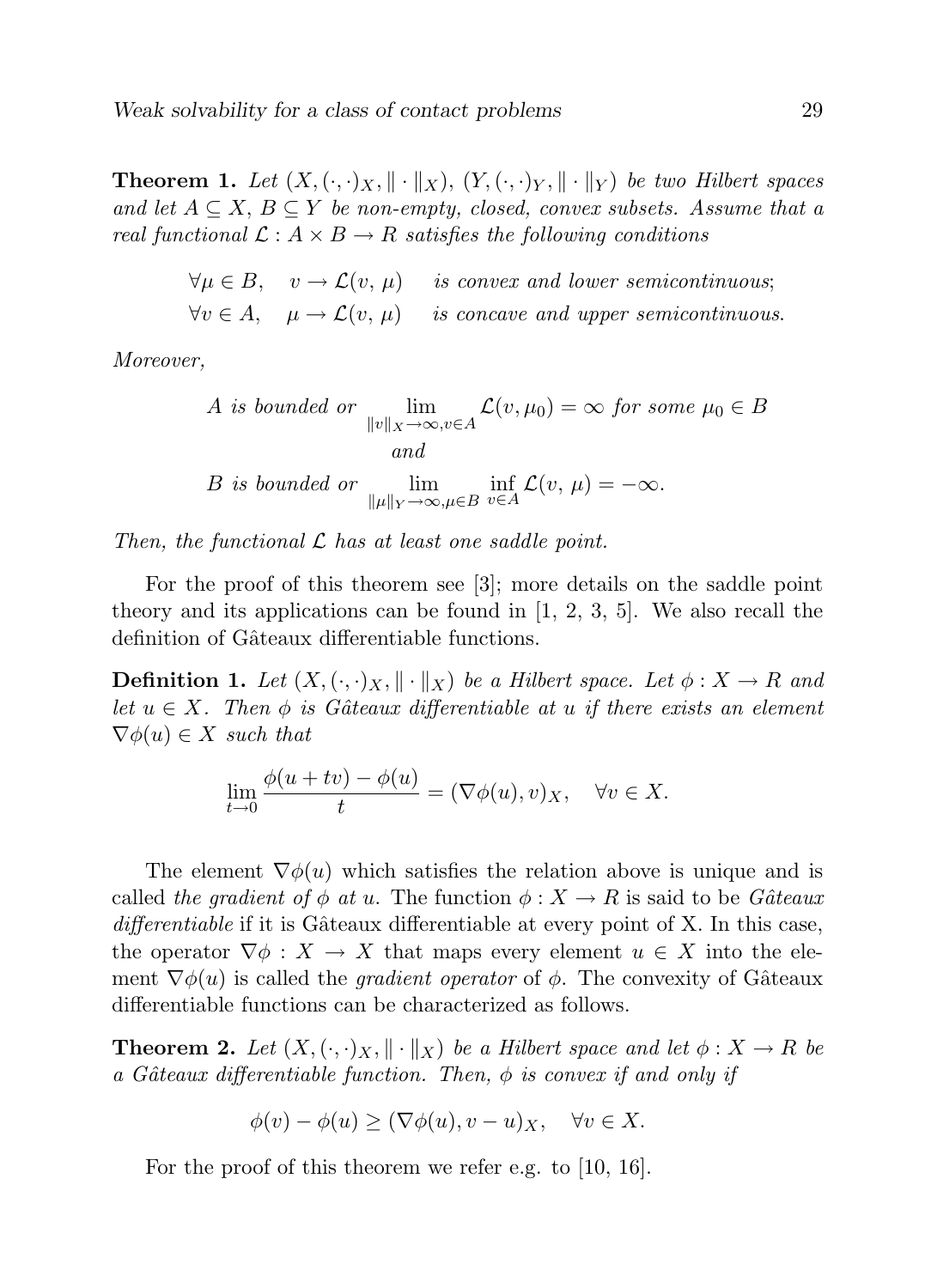**Theorem 1.** *Let $(X, (\cdot, \cdot)_X, \|\cdot\|_X)$, $(Y, (\cdot, \cdot)_Y, \|\cdot\|_Y)$ be two Hilbert spaces and let $A \subseteq X$, $B \subseteq Y$ be non-empty, closed, convex subsets. Assume that a real functional $\mathcal{L} : A \times B \to R$ satisfies the following conditions*

$$\forall \mu \in B, \quad v \to \mathcal{L}(v, \mu) \quad \textit{is convex and lower semicontinuous};$$
$$\forall v \in A, \quad \mu \to \mathcal{L}(v, \mu) \quad \textit{is concave and upper semicontinuous.}$$

*Moreover,*

$$A \textit{ is bounded or } \lim_{\|v\|_X \to \infty, v \in A} \mathcal{L}(v, \mu_0) = \infty \textit{ for some } \mu_0 \in B$$
$$\textit{and}$$
$$B \textit{ is bounded or } \lim_{\|\mu\|_Y \to \infty, \mu \in B} \inf_{v \in A} \mathcal{L}(v, \mu) = -\infty.$$

*Then, the functional $\mathcal{L}$ has at least one saddle point.*

For the proof of this theorem see [3]; more details on the saddle point theory and its applications can be found in [1, 2, 3, 5]. We also recall the definition of Gâteaux differentiable functions.

**Definition 1.** *Let $(X, (\cdot, \cdot)_X, \|\cdot\|_X)$ be a Hilbert space. Let $\phi : X \to R$ and let $u \in X$. Then $\phi$ is Gâteaux differentiable at $u$ if there exists an element $\nabla \phi(u) \in X$ such that*

$$\lim_{t \to 0} \frac{\phi(u + tv) - \phi(u)}{t} = (\nabla \phi(u), v)_X, \quad \forall v \in X.$$

The element $\nabla \phi(u)$ which satisfies the relation above is unique and is called *the gradient of $\phi$ at $u$*. The function $\phi : X \to R$ is said to be *Gâteaux differentiable* if it is Gâteaux differentiable at every point of X. In this case, the operator $\nabla \phi : X \to X$ that maps every element $u \in X$ into the element $\nabla \phi(u)$ is called the *gradient operator* of $\phi$. The convexity of Gâteaux differentiable functions can be characterized as follows.

**Theorem 2.** *Let $(X, (\cdot, \cdot)_X, \|\cdot\|_X)$ be a Hilbert space and let $\phi : X \to R$ be a Gâteaux differentiable function. Then, $\phi$ is convex if and only if*

$$\phi(v) - \phi(u) \geq (\nabla \phi(u), v - u)_X, \quad \forall v \in X.$$

For the proof of this theorem we refer e.g. to [10, 16].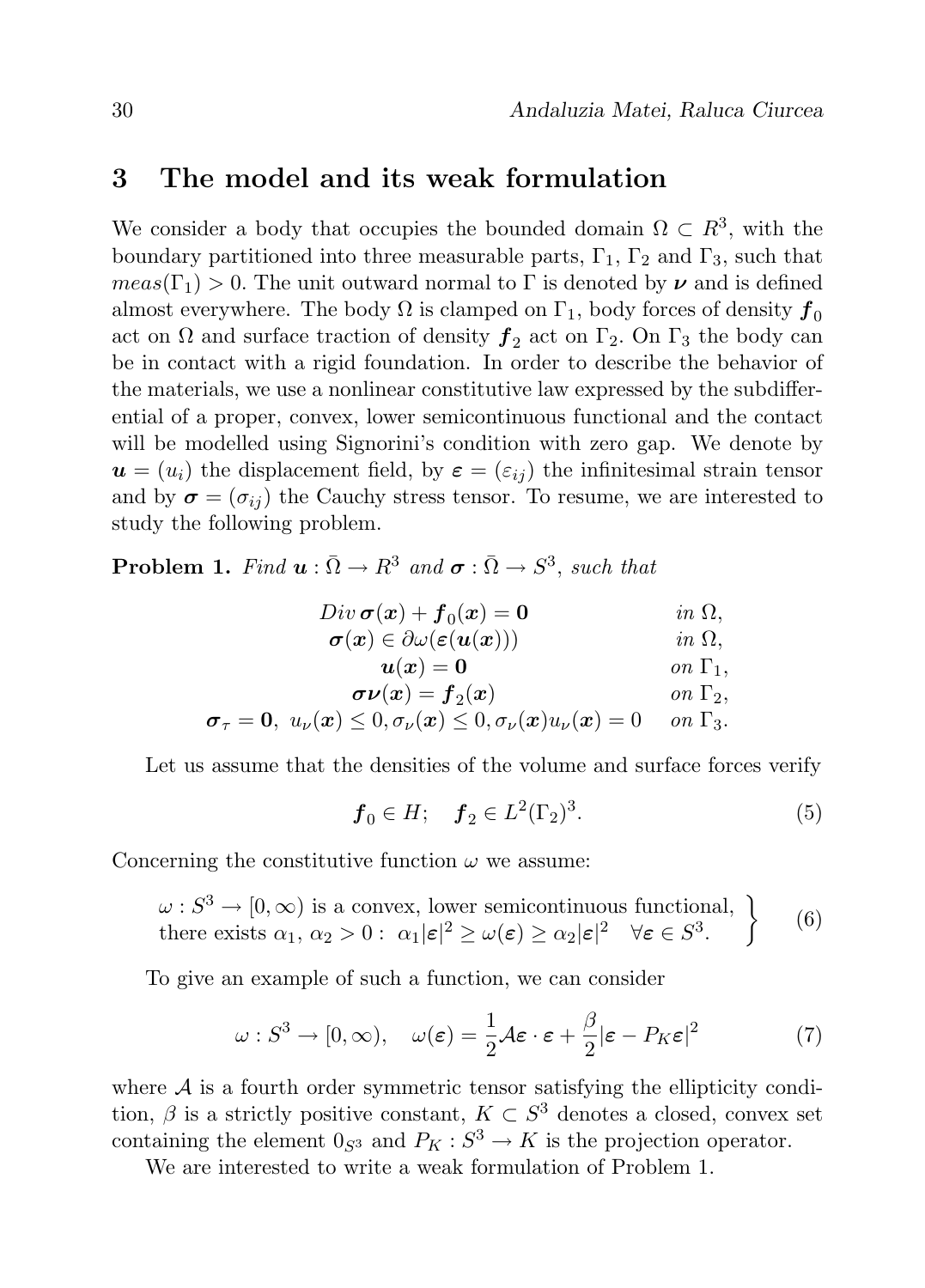## 3 The model and its weak formulation

We consider a body that occupies the bounded domain $\Omega \subset R^3$, with the boundary partitioned into three measurable parts, $\Gamma_1$, $\Gamma_2$ and $\Gamma_3$, such that $meas(\Gamma_1) > 0$. The unit outward normal to $\Gamma$ is denoted by $\boldsymbol{\nu}$ and is defined almost everywhere. The body $\Omega$ is clamped on $\Gamma_1$, body forces of density $\boldsymbol{f}_0$ act on $\Omega$ and surface traction of density $\boldsymbol{f}_2$ act on $\Gamma_2$. On $\Gamma_3$ the body can be in contact with a rigid foundation. In order to describe the behavior of the materials, we use a nonlinear constitutive law expressed by the subdifferential of a proper, convex, lower semicontinuous functional and the contact will be modelled using Signorini's condition with zero gap. We denote by $\boldsymbol{u} = (u_i)$ the displacement field, by $\boldsymbol{\varepsilon} = (\varepsilon_{ij})$ the infinitesimal strain tensor and by $\boldsymbol{\sigma} = (\sigma_{ij})$ the Cauchy stress tensor. To resume, we are interested to study the following problem.

**Problem 1.** *Find $\boldsymbol{u} : \bar{\Omega} \to R^3$ and $\boldsymbol{\sigma} : \bar{\Omega} \to S^3$, such that*

$$
\begin{aligned}
&Div\, \boldsymbol{\sigma}(\boldsymbol{x}) + \boldsymbol{f}_0(\boldsymbol{x}) = \boldsymbol{0} && in\ \Omega,\\
&\boldsymbol{\sigma}(\boldsymbol{x}) \in \partial\omega(\boldsymbol{\varepsilon}(\boldsymbol{u}(\boldsymbol{x}))) && in\ \Omega,\\
&\boldsymbol{u}(\boldsymbol{x}) = \boldsymbol{0} && on\ \Gamma_1,\\
&\boldsymbol{\sigma}\boldsymbol{\nu}(\boldsymbol{x}) = \boldsymbol{f}_2(\boldsymbol{x}) && on\ \Gamma_2,\\
&\boldsymbol{\sigma}_\tau = \boldsymbol{0},\ u_\nu(\boldsymbol{x}) \leq 0, \sigma_\nu(\boldsymbol{x}) \leq 0, \sigma_\nu(\boldsymbol{x}) u_\nu(\boldsymbol{x}) = 0 && on\ \Gamma_3.
\end{aligned}
$$

Let us assume that the densities of the volume and surface forces verify

$$
\boldsymbol{f}_0 \in H; \quad \boldsymbol{f}_2 \in L^2(\Gamma_2)^3. \tag{5}
$$

Concerning the constitutive function $\omega$ we assume:

$$
\left.
\begin{array}{l}
\omega : S^3 \to [0, \infty) \text{ is a convex, lower semicontinuous functional,}\\
\text{there exists } \alpha_1,\, \alpha_2 > 0 : \ \alpha_1 |\boldsymbol{\varepsilon}|^2 \geq \omega(\boldsymbol{\varepsilon}) \geq \alpha_2 |\boldsymbol{\varepsilon}|^2 \quad \forall \boldsymbol{\varepsilon} \in S^3.
\end{array}
\right\} \tag{6}
$$

To give an example of such a function, we can consider

$$
\omega : S^3 \to [0, \infty), \quad \omega(\boldsymbol{\varepsilon}) = \frac{1}{2}\mathcal{A}\boldsymbol{\varepsilon} \cdot \boldsymbol{\varepsilon} + \frac{\beta}{2}|\boldsymbol{\varepsilon} - P_K \boldsymbol{\varepsilon}|^2 \tag{7}
$$

where $\mathcal{A}$ is a fourth order symmetric tensor satisfying the ellipticity condition, $\beta$ is a strictly positive constant, $K \subset S^3$ denotes a closed, convex set containing the element $0_{S^3}$ and $P_K : S^3 \to K$ is the projection operator.

We are interested to write a weak formulation of Problem 1.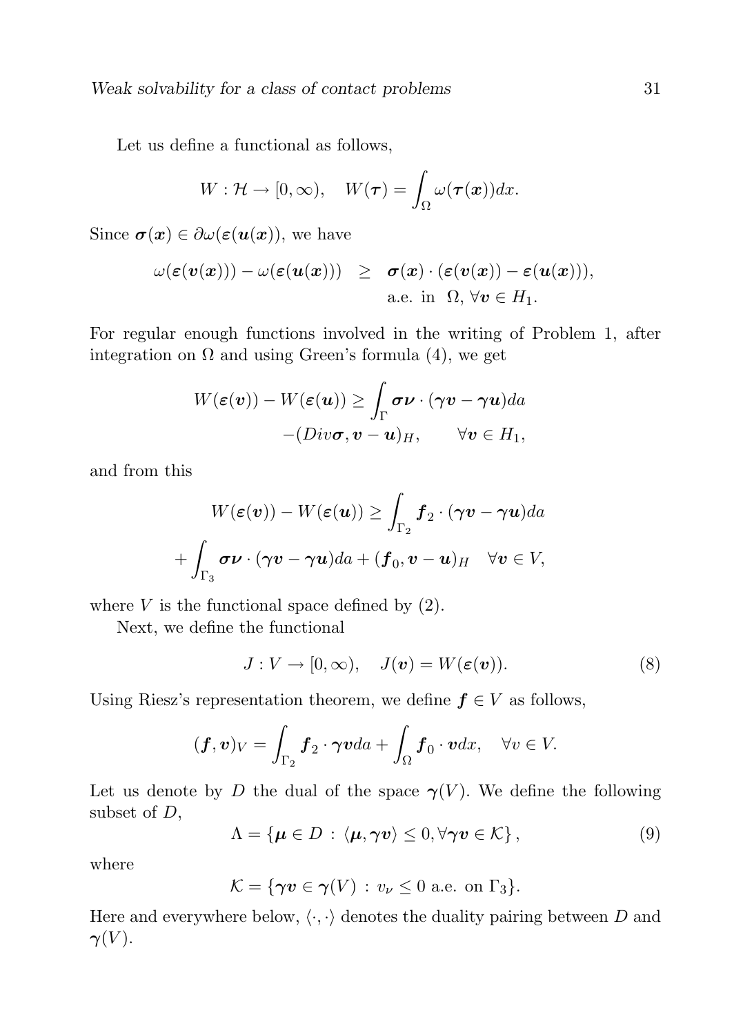Let us define a functional as follows,

$$W : \mathcal{H} \to [0, \infty), \quad W(\boldsymbol{\tau}) = \int_\Omega \omega(\boldsymbol{\tau}(\boldsymbol{x}))dx.$$

Since $\boldsymbol{\sigma}(\boldsymbol{x}) \in \partial\omega(\boldsymbol{\varepsilon}(\boldsymbol{u}(\boldsymbol{x}))$, we have

$$\begin{aligned} \omega(\boldsymbol{\varepsilon}(\boldsymbol{v}(\boldsymbol{x}))) - \omega(\boldsymbol{\varepsilon}(\boldsymbol{u}(\boldsymbol{x}))) &\geq \boldsymbol{\sigma}(\boldsymbol{x}) \cdot (\boldsymbol{\varepsilon}(\boldsymbol{v}(\boldsymbol{x})) - \boldsymbol{\varepsilon}(\boldsymbol{u}(\boldsymbol{x}))), \\ & \text{a.e. in } \Omega, \forall \boldsymbol{v} \in H_1. \end{aligned}$$

For regular enough functions involved in the writing of Problem 1, after integration on $\Omega$ and using Green's formula (4), we get

$$\begin{aligned} W(\boldsymbol{\varepsilon}(\boldsymbol{v})) - W(\boldsymbol{\varepsilon}(\boldsymbol{u})) \geq \int_\Gamma \boldsymbol{\sigma\nu} \cdot (\boldsymbol{\gamma v} - \boldsymbol{\gamma u})da \\ -(Div\boldsymbol{\sigma}, \boldsymbol{v} - \boldsymbol{u})_H, \qquad \forall \boldsymbol{v} \in H_1, \end{aligned}$$

and from this

$$\begin{aligned} W(\boldsymbol{\varepsilon}(\boldsymbol{v})) - W(\boldsymbol{\varepsilon}(\boldsymbol{u})) \geq \int_{\Gamma_2} \boldsymbol{f}_2 \cdot (\boldsymbol{\gamma v} - \boldsymbol{\gamma u})da \\ + \int_{\Gamma_3} \boldsymbol{\sigma\nu} \cdot (\boldsymbol{\gamma v} - \boldsymbol{\gamma u})da + (\boldsymbol{f}_0, \boldsymbol{v} - \boldsymbol{u})_H \quad \forall \boldsymbol{v} \in V, \end{aligned}$$

where $V$ is the functional space defined by (2).

Next, we define the functional

$$J : V \to [0, \infty), \quad J(\boldsymbol{v}) = W(\boldsymbol{\varepsilon}(\boldsymbol{v})). \tag{8}$$

Using Riesz's representation theorem, we define $\boldsymbol{f} \in V$ as follows,

$$(\boldsymbol{f}, \boldsymbol{v})_V = \int_{\Gamma_2} \boldsymbol{f}_2 \cdot \boldsymbol{\gamma v} da + \int_\Omega \boldsymbol{f}_0 \cdot \boldsymbol{v} dx, \quad \forall v \in V.$$

Let us denote by $D$ the dual of the space $\boldsymbol{\gamma}(V)$. We define the following subset of $D$,

$$\Lambda = \{\boldsymbol{\mu} \in D \, : \, \langle \boldsymbol{\mu}, \boldsymbol{\gamma v} \rangle \leq 0, \forall \boldsymbol{\gamma v} \in \mathcal{K}\}, \tag{9}$$

where

$$\mathcal{K} = \{\boldsymbol{\gamma v} \in \boldsymbol{\gamma}(V) \, : \, v_\nu \leq 0 \text{ a.e. on } \Gamma_3\}.$$

Here and everywhere below, $\langle \cdot, \cdot \rangle$ denotes the duality pairing between $D$ and $\boldsymbol{\gamma}(V)$.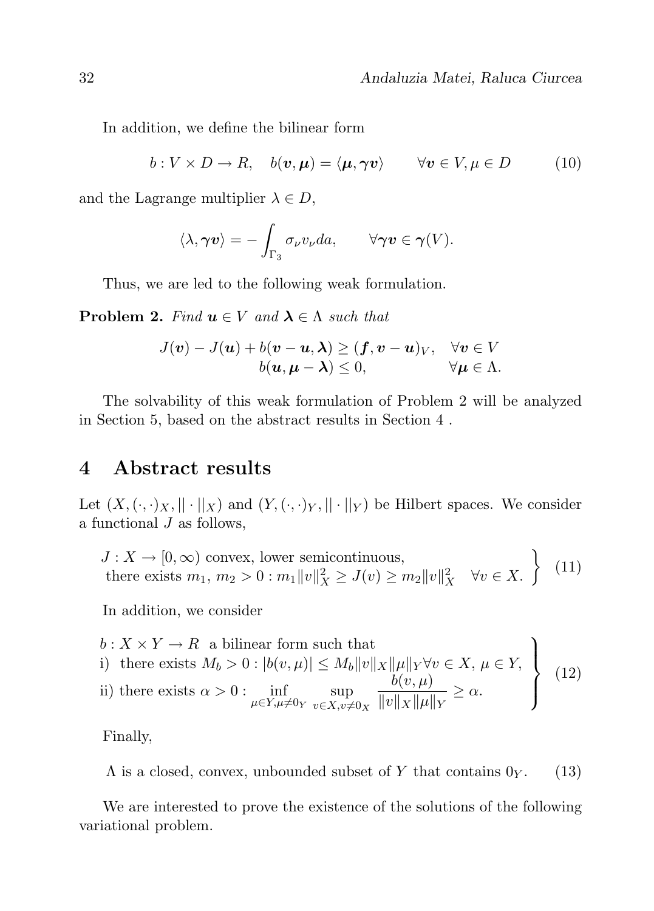In addition, we define the bilinear form

$$b : V \times D \to R, \quad b(\boldsymbol{v}, \boldsymbol{\mu}) = \langle \boldsymbol{\mu}, \boldsymbol{\gamma v} \rangle \qquad \forall \boldsymbol{v} \in V, \mu \in D \tag{10}$$

and the Lagrange multiplier $\lambda \in D$,

$$\langle \lambda, \boldsymbol{\gamma v} \rangle = -\int_{\Gamma_3} \sigma_\nu v_\nu da, \qquad \forall \boldsymbol{\gamma v} \in \boldsymbol{\gamma}(V).$$

Thus, we are led to the following weak formulation.

**Problem 2.** *Find $\boldsymbol{u} \in V$ and $\boldsymbol{\lambda} \in \Lambda$ such that*

$$\begin{aligned} J(\boldsymbol{v}) - J(\boldsymbol{u}) + b(\boldsymbol{v} - \boldsymbol{u}, \boldsymbol{\lambda}) &\geq (\boldsymbol{f}, \boldsymbol{v} - \boldsymbol{u})_V, \quad \forall \boldsymbol{v} \in V \\ b(\boldsymbol{u}, \boldsymbol{\mu} - \boldsymbol{\lambda}) &\leq 0, \qquad\qquad\quad\;\; \forall \boldsymbol{\mu} \in \Lambda. \end{aligned}$$

The solvability of this weak formulation of Problem 2 will be analyzed in Section 5, based on the abstract results in Section 4 .

## 4 Abstract results

Let $(X, (\cdot,\cdot)_X, ||\cdot||_X)$ and $(Y, (\cdot,\cdot)_Y, ||\cdot||_Y)$ be Hilbert spaces. We consider a functional $J$ as follows,

$$\left.\begin{array}{l} J : X \to [0, \infty) \text{ convex, lower semicontinuous,} \\ \text{there exists } m_1,\, m_2 > 0 : m_1 \|v\|_X^2 \geq J(v) \geq m_2 \|v\|_X^2 \quad \forall v \in X. \end{array}\right\} \tag{11}$$

In addition, we consider

$$\left.\begin{array}{l} b : X \times Y \to R \;\text{ a bilinear form such that} \\ \text{i) there exists } M_b > 0 : |b(v, \mu)| \leq M_b \|v\|_X \|\mu\|_Y \forall v \in X,\, \mu \in Y, \\ \text{ii) there exists } \alpha > 0 : \displaystyle\inf_{\mu \in Y, \mu \neq 0_Y} \sup_{v \in X, v \neq 0_X} \frac{b(v, \mu)}{\|v\|_X \|\mu\|_Y} \geq \alpha. \end{array}\right\} \tag{12}$$

Finally,

$$\Lambda \text{ is a closed, convex, unbounded subset of } Y \text{ that contains } 0_Y. \tag{13}$$

We are interested to prove the existence of the solutions of the following variational problem.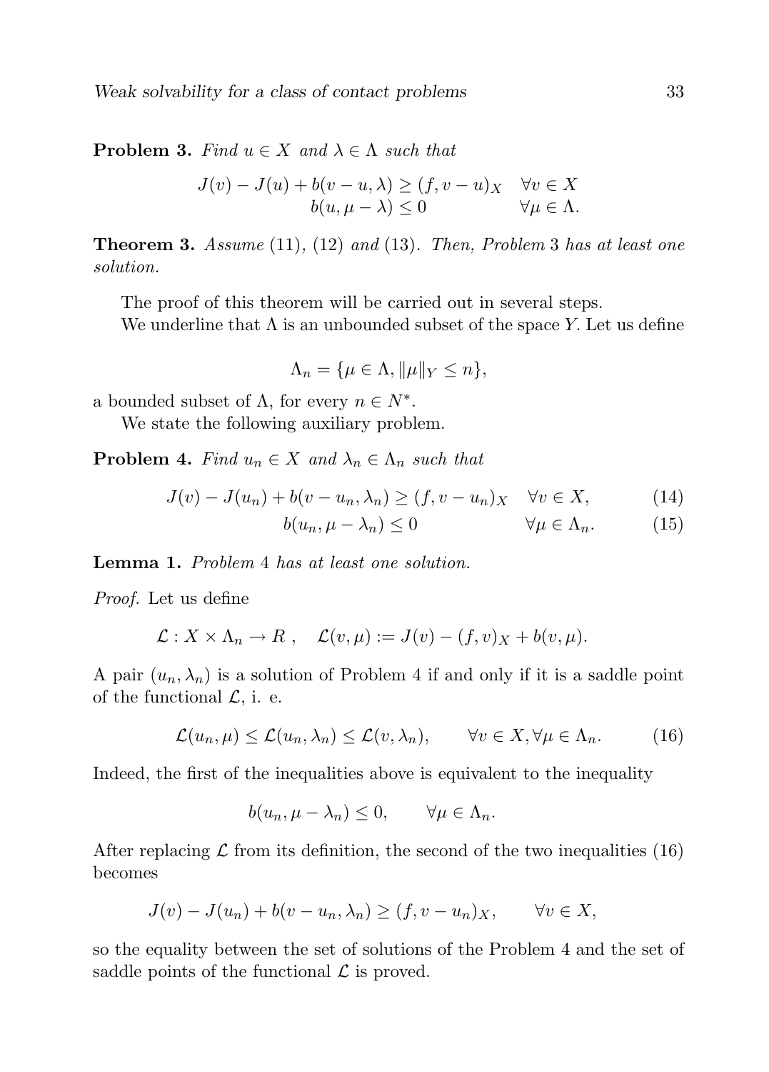**Problem 3.** *Find $u \in X$ and $\lambda \in \Lambda$ such that*

$$\begin{aligned} J(v) - J(u) + b(v - u, \lambda) \geq (f, v - u)_X \quad & \forall v \in X \\ b(u, \mu - \lambda) \leq 0 \quad & \forall \mu \in \Lambda. \end{aligned}$$

**Theorem 3.** *Assume* (11), (12) *and* (13). *Then, Problem* 3 *has at least one solution.*

The proof of this theorem will be carried out in several steps.

We underline that $\Lambda$ is an unbounded subset of the space $Y$. Let us define

$$\Lambda_n = \{\mu \in \Lambda, \|\mu\|_Y \leq n\},$$

a bounded subset of $\Lambda$, for every $n \in N^*$.

We state the following auxiliary problem.

**Problem 4.** *Find $u_n \in X$ and $\lambda_n \in \Lambda_n$ such that*

$$J(v) - J(u_n) + b(v - u_n, \lambda_n) \geq (f, v - u_n)_X \quad \forall v \in X, \tag{14}$$

$$b(u_n, \mu - \lambda_n) \leq 0 \quad \forall \mu \in \Lambda_n. \tag{15}$$

**Lemma 1.** *Problem* 4 *has at least one solution.*

*Proof.* Let us define

$$\mathcal{L} : X \times \Lambda_n \to R \ , \quad \mathcal{L}(v, \mu) := J(v) - (f, v)_X + b(v, \mu).$$

A pair $(u_n, \lambda_n)$ is a solution of Problem 4 if and only if it is a saddle point of the functional $\mathcal{L}$, i. e.

$$\mathcal{L}(u_n, \mu) \leq \mathcal{L}(u_n, \lambda_n) \leq \mathcal{L}(v, \lambda_n), \qquad \forall v \in X, \forall \mu \in \Lambda_n. \tag{16}$$

Indeed, the first of the inequalities above is equivalent to the inequality

$$b(u_n, \mu - \lambda_n) \leq 0, \qquad \forall \mu \in \Lambda_n.$$

After replacing $\mathcal{L}$ from its definition, the second of the two inequalities (16) becomes

$$J(v) - J(u_n) + b(v - u_n, \lambda_n) \geq (f, v - u_n)_X, \qquad \forall v \in X,$$

so the equality between the set of solutions of the Problem 4 and the set of saddle points of the functional $\mathcal{L}$ is proved.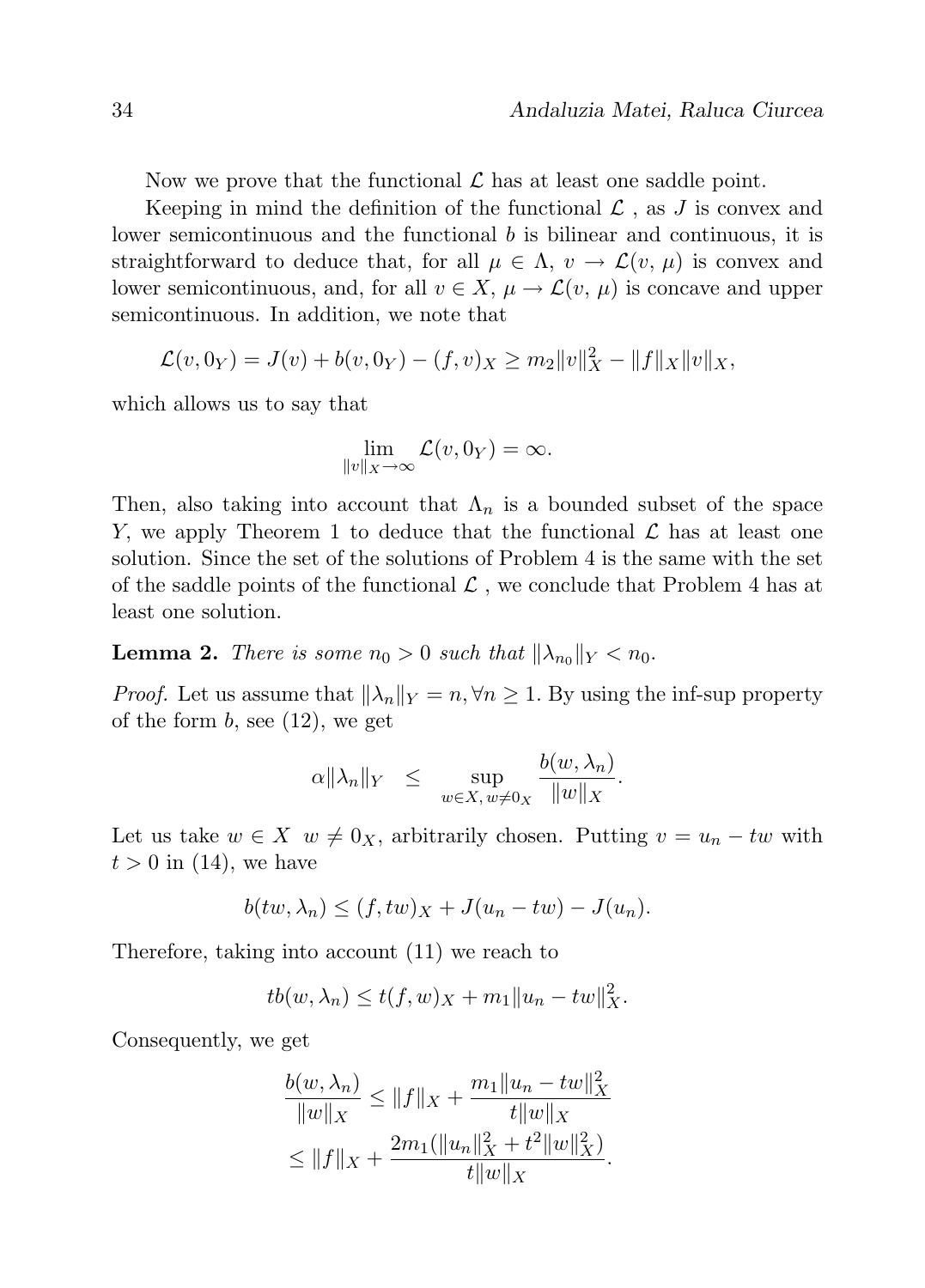Now we prove that the functional $\mathcal{L}$ has at least one saddle point.

Keeping in mind the definition of the functional $\mathcal{L}$ , as $J$ is convex and lower semicontinuous and the functional $b$ is bilinear and continuous, it is straightforward to deduce that, for all $\mu \in \Lambda$, $v \to \mathcal{L}(v, \mu)$ is convex and lower semicontinuous, and, for all $v \in X$, $\mu \to \mathcal{L}(v, \mu)$ is concave and upper semicontinuous. In addition, we note that

$$\mathcal{L}(v, 0_Y) = J(v) + b(v, 0_Y) - (f, v)_X \geq m_2 \|v\|_X^2 - \|f\|_X \|v\|_X,$$

which allows us to say that

$$\lim_{\|v\|_X \to \infty} \mathcal{L}(v, 0_Y) = \infty.$$

Then, also taking into account that $\Lambda_n$ is a bounded subset of the space $Y$, we apply Theorem 1 to deduce that the functional $\mathcal{L}$ has at least one solution. Since the set of the solutions of Problem 4 is the same with the set of the saddle points of the functional $\mathcal{L}$ , we conclude that Problem 4 has at least one solution.

**Lemma 2.** *There is some $n_0 > 0$ such that $\|\lambda_{n_0}\|_Y < n_0$.*

*Proof.* Let us assume that $\|\lambda_n\|_Y = n, \forall n \geq 1$. By using the inf-sup property of the form $b$, see (12), we get

$$\alpha \|\lambda_n\|_Y \quad \leq \quad \sup_{w \in X,\, w \neq 0_X} \frac{b(w, \lambda_n)}{\|w\|_X}.$$

Let us take $w \in X$ $w \neq 0_X$, arbitrarily chosen. Putting $v = u_n - tw$ with $t > 0$ in (14), we have

$$b(tw, \lambda_n) \leq (f, tw)_X + J(u_n - tw) - J(u_n).$$

Therefore, taking into account (11) we reach to

$$tb(w, \lambda_n) \leq t(f, w)_X + m_1 \|u_n - tw\|_X^2.$$

Consequently, we get

$$\begin{aligned}
\frac{b(w, \lambda_n)}{\|w\|_X} &\leq \|f\|_X + \frac{m_1 \|u_n - tw\|_X^2}{t\|w\|_X} \\
&\leq \|f\|_X + \frac{2m_1(\|u_n\|_X^2 + t^2 \|w\|_X^2)}{t\|w\|_X}.
\end{aligned}$$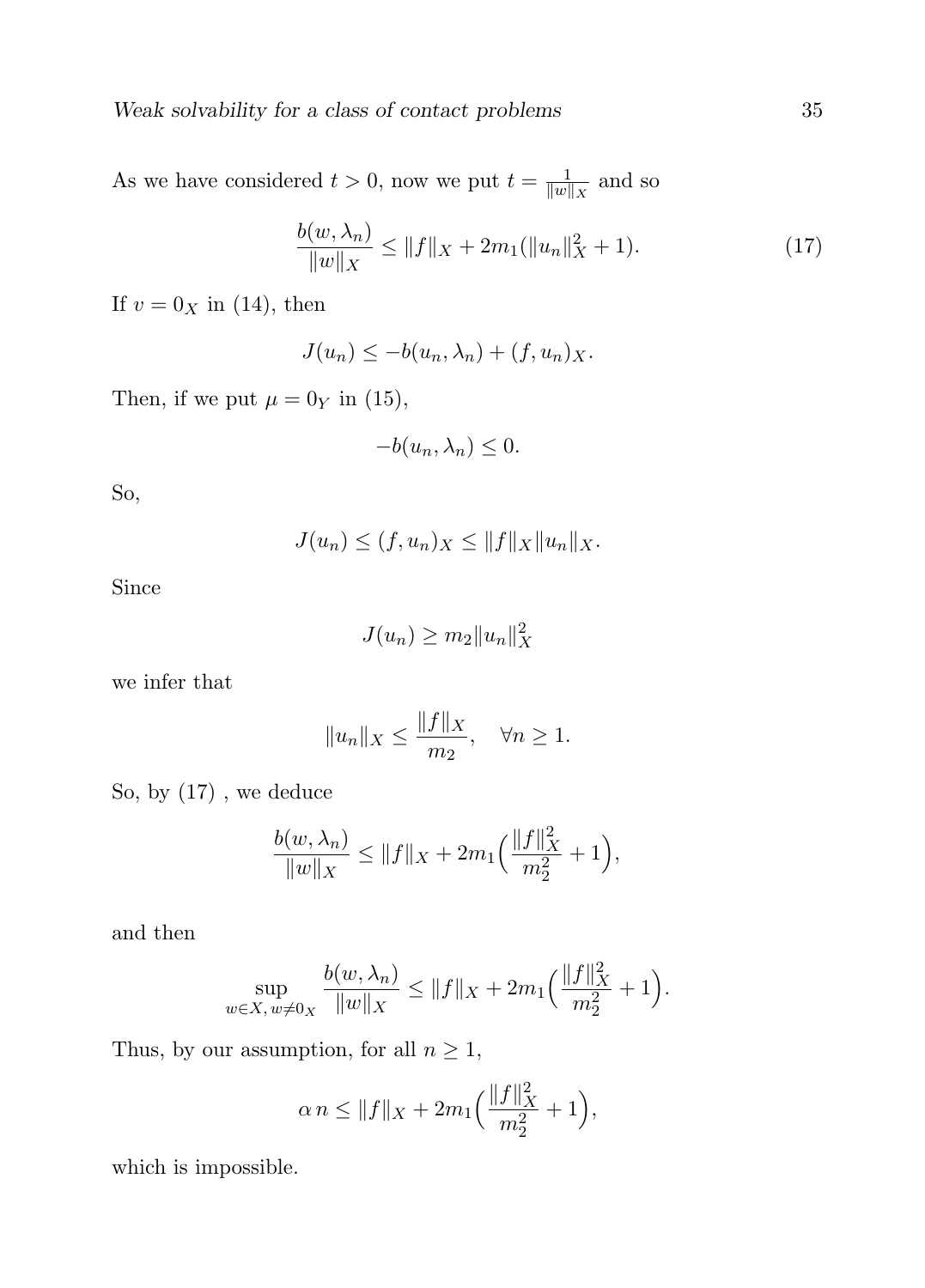As we have considered $t > 0$, now we put $t = \frac{1}{\|w\|_X}$ and so

$$\frac{b(w, \lambda_n)}{\|w\|_X} \leq \|f\|_X + 2m_1(\|u_n\|_X^2 + 1). \tag{17}$$

If $v = 0_X$ in (14), then

$$J(u_n) \leq -b(u_n, \lambda_n) + (f, u_n)_X.$$

Then, if we put $\mu = 0_Y$ in (15),

$$-b(u_n, \lambda_n) \leq 0.$$

So,

$$J(u_n) \leq (f, u_n)_X \leq \|f\|_X \|u_n\|_X.$$

Since

$$J(u_n) \geq m_2 \|u_n\|_X^2$$

we infer that

$$\|u_n\|_X \leq \frac{\|f\|_X}{m_2}, \quad \forall n \geq 1.$$

So, by (17) , we deduce

$$\frac{b(w, \lambda_n)}{\|w\|_X} \leq \|f\|_X + 2m_1\Big(\frac{\|f\|_X^2}{m_2^2} + 1\Big),$$

and then

$$\sup_{w \in X,\, w \neq 0_X} \frac{b(w, \lambda_n)}{\|w\|_X} \leq \|f\|_X + 2m_1\Big(\frac{\|f\|_X^2}{m_2^2} + 1\Big).$$

Thus, by our assumption, for all $n \geq 1$,

$$\alpha\, n \leq \|f\|_X + 2m_1\Big(\frac{\|f\|_X^2}{m_2^2} + 1\Big),$$

which is impossible.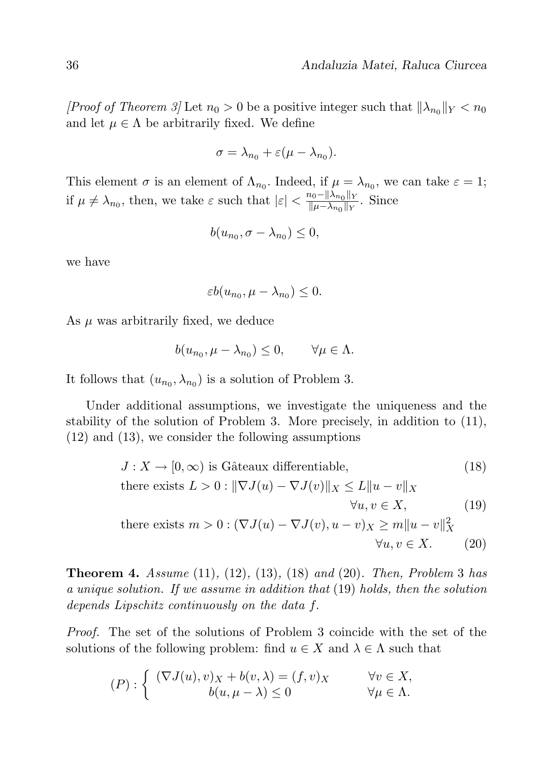*[Proof of Theorem 3]* Let $n_0 > 0$ be a positive integer such that $\|\lambda_{n_0}\|_Y < n_0$ and let $\mu \in \Lambda$ be arbitrarily fixed. We define

$$\sigma = \lambda_{n_0} + \varepsilon(\mu - \lambda_{n_0}).$$

This element $\sigma$ is an element of $\Lambda_{n_0}$. Indeed, if $\mu = \lambda_{n_0}$, we can take $\varepsilon = 1$; if $\mu \neq \lambda_{n_0}$, then, we take $\varepsilon$ such that $|\varepsilon| < \frac{n_0 - \|\lambda_{n_0}\|_Y}{\|\mu - \lambda_{n_0}\|_Y}$. Since

$$b(u_{n_0}, \sigma - \lambda_{n_0}) \leq 0,$$

we have

$$\varepsilon b(u_{n_0}, \mu - \lambda_{n_0}) \leq 0.$$

As $\mu$ was arbitrarily fixed, we deduce

$$b(u_{n_0}, \mu - \lambda_{n_0}) \leq 0, \qquad \forall \mu \in \Lambda.$$

It follows that $(u_{n_0}, \lambda_{n_0})$ is a solution of Problem 3.

Under additional assumptions, we investigate the uniqueness and the stability of the solution of Problem 3. More precisely, in addition to (11), (12) and (13), we consider the following assumptions

$$J : X \to [0, \infty) \text{ is Gâteaux differentiable,} \tag{18}$$

$$\text{there exists } L > 0 : \|\nabla J(u) - \nabla J(v)\|_X \leq L\|u - v\|_X \quad \forall u, v \in X, \tag{19}$$

$$\text{there exists } m > 0 : (\nabla J(u) - \nabla J(v), u - v)_X \geq m\|u - v\|_X^2 \quad \forall u, v \in X. \tag{20}$$

**Theorem 4.** *Assume* (11), (12), (13), (18) *and* (20). *Then, Problem* 3 *has a unique solution. If we assume in addition that* (19) *holds, then the solution depends Lipschitz continuously on the data* $f$.

*Proof.* The set of the solutions of Problem 3 coincide with the set of the solutions of the following problem: find $u \in X$ and $\lambda \in \Lambda$ such that

$$(P) : \begin{cases} (\nabla J(u), v)_X + b(v, \lambda) = (f, v)_X & \forall v \in X, \\ b(u, \mu - \lambda) \leq 0 & \forall \mu \in \Lambda. \end{cases}$$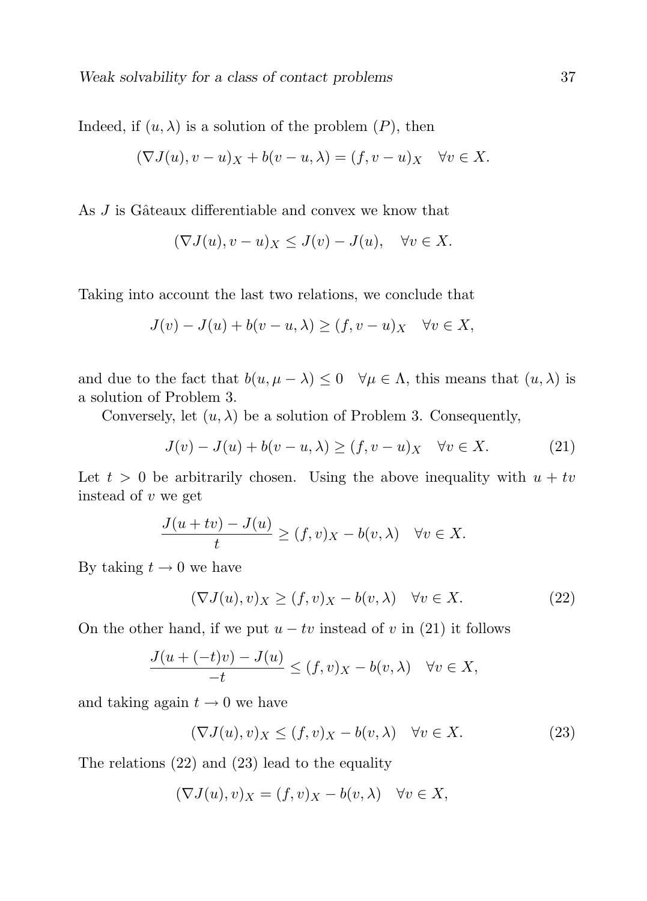Indeed, if $(u, \lambda)$ is a solution of the problem $(P)$, then

$$(\nabla J(u), v - u)_X + b(v - u, \lambda) = (f, v - u)_X \quad \forall v \in X.$$

As $J$ is Gâteaux differentiable and convex we know that

$$(\nabla J(u), v - u)_X \leq J(v) - J(u), \quad \forall v \in X.$$

Taking into account the last two relations, we conclude that

$$J(v) - J(u) + b(v - u, \lambda) \geq (f, v - u)_X \quad \forall v \in X,$$

and due to the fact that $b(u, \mu - \lambda) \leq 0 \quad \forall \mu \in \Lambda$, this means that $(u, \lambda)$ is a solution of Problem 3.

Conversely, let $(u, \lambda)$ be a solution of Problem 3. Consequently,

$$J(v) - J(u) + b(v - u, \lambda) \geq (f, v - u)_X \quad \forall v \in X. \tag{21}$$

Let $t > 0$ be arbitrarily chosen. Using the above inequality with $u + tv$ instead of $v$ we get

$$\frac{J(u + tv) - J(u)}{t} \geq (f, v)_X - b(v, \lambda) \quad \forall v \in X.$$

By taking $t \to 0$ we have

$$(\nabla J(u), v)_X \geq (f, v)_X - b(v, \lambda) \quad \forall v \in X. \tag{22}$$

On the other hand, if we put $u - tv$ instead of $v$ in (21) it follows

$$\frac{J(u + (-t)v) - J(u)}{-t} \leq (f, v)_X - b(v, \lambda) \quad \forall v \in X,$$

and taking again $t \to 0$ we have

$$(\nabla J(u), v)_X \leq (f, v)_X - b(v, \lambda) \quad \forall v \in X. \tag{23}$$

The relations (22) and (23) lead to the equality

$$(\nabla J(u), v)_X = (f, v)_X - b(v, \lambda) \quad \forall v \in X,$$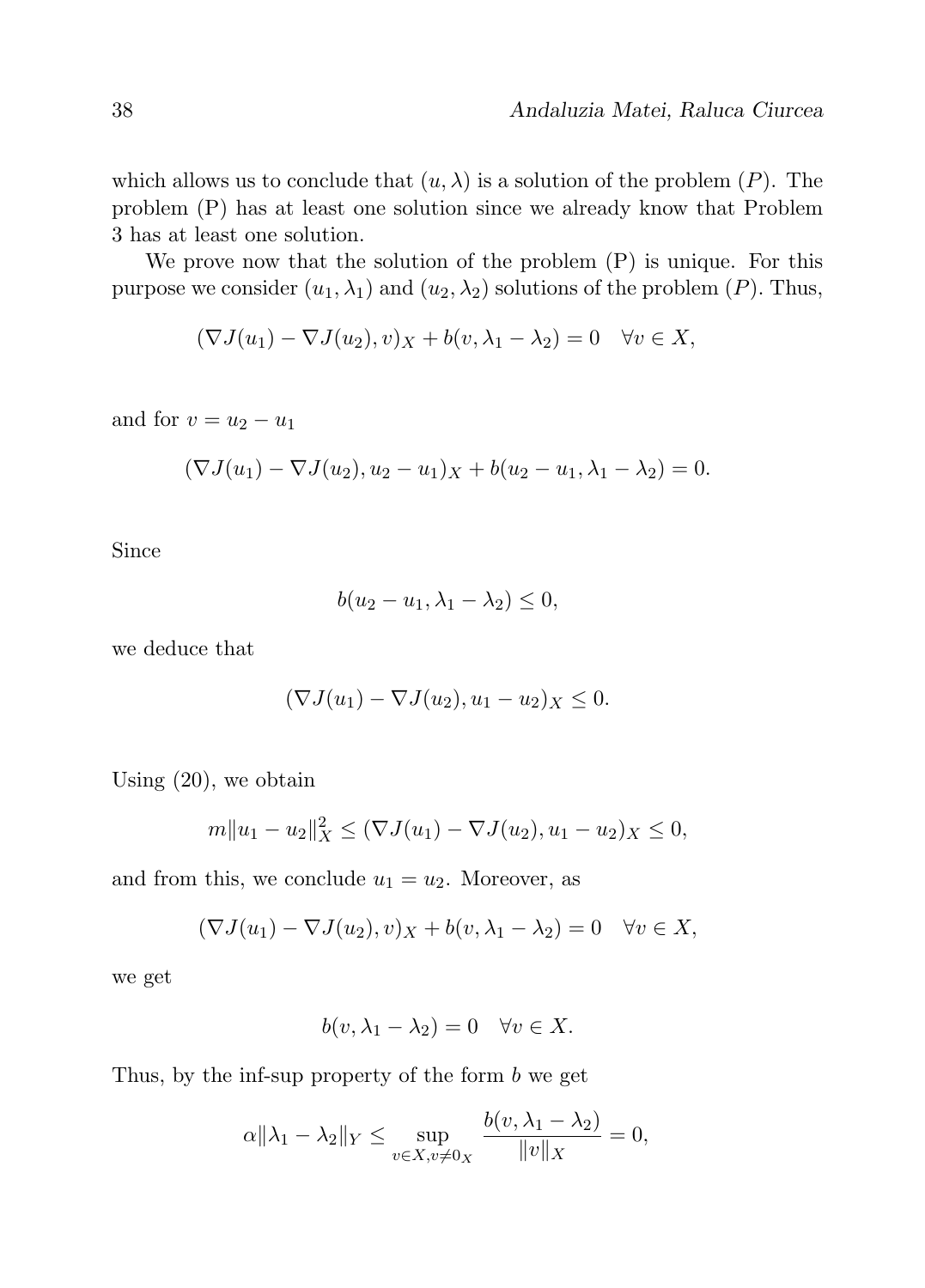which allows us to conclude that $(u, \lambda)$ is a solution of the problem $(P)$. The problem (P) has at least one solution since we already know that Problem 3 has at least one solution.

We prove now that the solution of the problem (P) is unique. For this purpose we consider $(u_1, \lambda_1)$ and $(u_2, \lambda_2)$ solutions of the problem $(P)$. Thus,

$$(\nabla J(u_1) - \nabla J(u_2), v)_X + b(v, \lambda_1 - \lambda_2) = 0 \quad \forall v \in X,$$

and for $v = u_2 - u_1$

$$(\nabla J(u_1) - \nabla J(u_2), u_2 - u_1)_X + b(u_2 - u_1, \lambda_1 - \lambda_2) = 0.$$

Since

$$b(u_2 - u_1, \lambda_1 - \lambda_2) \leq 0,$$

we deduce that

$$(\nabla J(u_1) - \nabla J(u_2), u_1 - u_2)_X \leq 0.$$

Using (20), we obtain

$$m\|u_1 - u_2\|_X^2 \leq (\nabla J(u_1) - \nabla J(u_2), u_1 - u_2)_X \leq 0,$$

and from this, we conclude $u_1 = u_2$. Moreover, as

$$(\nabla J(u_1) - \nabla J(u_2), v)_X + b(v, \lambda_1 - \lambda_2) = 0 \quad \forall v \in X,$$

we get

$$b(v, \lambda_1 - \lambda_2) = 0 \quad \forall v \in X.$$

Thus, by the inf-sup property of the form $b$ we get

$$\alpha\|\lambda_1 - \lambda_2\|_Y \leq \sup_{v \in X, v \neq 0_X} \frac{b(v, \lambda_1 - \lambda_2)}{\|v\|_X} = 0,$$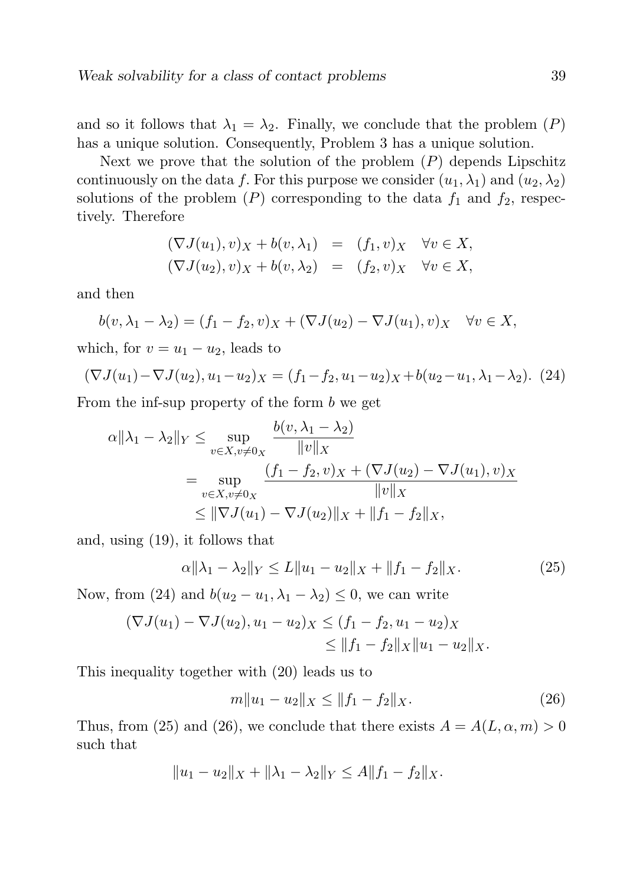and so it follows that $\lambda_1 = \lambda_2$. Finally, we conclude that the problem $(P)$ has a unique solution. Consequently, Problem 3 has a unique solution.

Next we prove that the solution of the problem $(P)$ depends Lipschitz continuously on the data $f$. For this purpose we consider $(u_1, \lambda_1)$ and $(u_2, \lambda_2)$ solutions of the problem $(P)$ corresponding to the data $f_1$ and $f_2$, respectively. Therefore

$$\begin{aligned} (\nabla J(u_1), v)_X + b(v, \lambda_1) &= (f_1, v)_X \quad \forall v \in X, \\ (\nabla J(u_2), v)_X + b(v, \lambda_2) &= (f_2, v)_X \quad \forall v \in X, \end{aligned}$$

and then

$$b(v, \lambda_1 - \lambda_2) = (f_1 - f_2, v)_X + (\nabla J(u_2) - \nabla J(u_1), v)_X \quad \forall v \in X,$$

which, for $v = u_1 - u_2$, leads to

$$(\nabla J(u_1) - \nabla J(u_2), u_1 - u_2)_X = (f_1 - f_2, u_1 - u_2)_X + b(u_2 - u_1, \lambda_1 - \lambda_2). \quad (24)$$

From the inf-sup property of the form $b$ we get

$$\begin{aligned} \alpha \|\lambda_1 - \lambda_2\|_Y &\leq \sup_{v \in X, v \neq 0_X} \frac{b(v, \lambda_1 - \lambda_2)}{\|v\|_X} \\ &= \sup_{v \in X, v \neq 0_X} \frac{(f_1 - f_2, v)_X + (\nabla J(u_2) - \nabla J(u_1), v)_X}{\|v\|_X} \\ &\leq \|\nabla J(u_1) - \nabla J(u_2)\|_X + \|f_1 - f_2\|_X, \end{aligned}$$

and, using (19), it follows that

$$\alpha \|\lambda_1 - \lambda_2\|_Y \leq L \|u_1 - u_2\|_X + \|f_1 - f_2\|_X. \quad (25)$$

Now, from (24) and $b(u_2 - u_1, \lambda_1 - \lambda_2) \leq 0$, we can write

$$\begin{aligned} (\nabla J(u_1) - \nabla J(u_2), u_1 - u_2)_X &\leq (f_1 - f_2, u_1 - u_2)_X \\ &\leq \|f_1 - f_2\|_X \|u_1 - u_2\|_X. \end{aligned}$$

This inequality together with (20) leads us to

$$m \|u_1 - u_2\|_X \leq \|f_1 - f_2\|_X. \quad (26)$$

Thus, from (25) and (26), we conclude that there exists $A = A(L, \alpha, m) > 0$ such that

$$\|u_1 - u_2\|_X + \|\lambda_1 - \lambda_2\|_Y \leq A \|f_1 - f_2\|_X.$$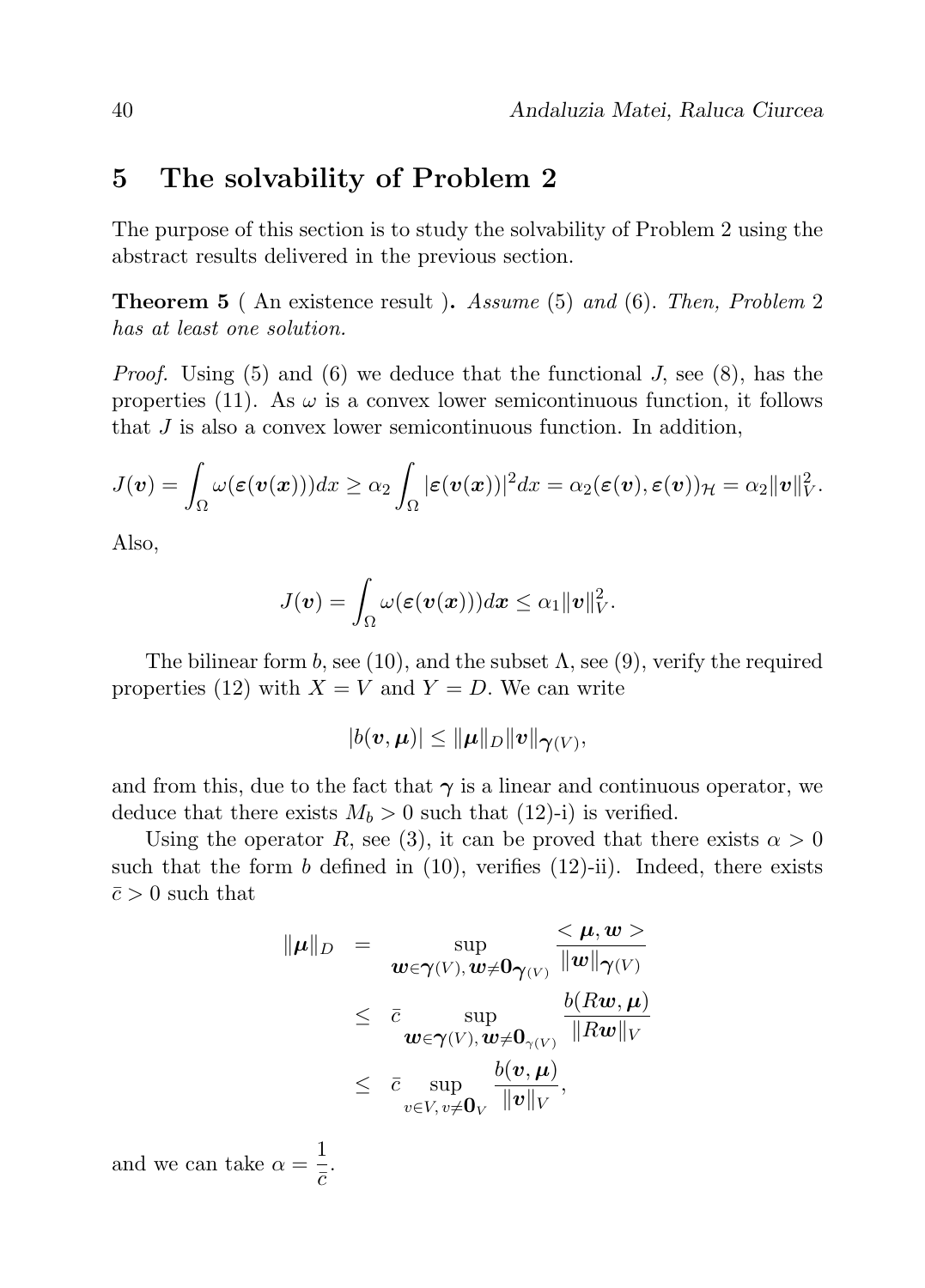## 5 The solvability of Problem 2

The purpose of this section is to study the solvability of Problem 2 using the abstract results delivered in the previous section.

**Theorem 5** ( An existence result )**.** *Assume* (5) *and* (6)*. Then, Problem* 2 *has at least one solution.*

*Proof.* Using (5) and (6) we deduce that the functional $J$, see (8), has the properties (11). As $\omega$ is a convex lower semicontinuous function, it follows that $J$ is also a convex lower semicontinuous function. In addition,

$$J(\boldsymbol{v}) = \int_\Omega \omega(\boldsymbol{\varepsilon}(\boldsymbol{v}(\boldsymbol{x})))dx \geq \alpha_2 \int_\Omega |\boldsymbol{\varepsilon}(\boldsymbol{v}(\boldsymbol{x}))|^2 dx = \alpha_2 (\boldsymbol{\varepsilon}(\boldsymbol{v}), \boldsymbol{\varepsilon}(\boldsymbol{v}))_{\mathcal{H}} = \alpha_2 \|\boldsymbol{v}\|_V^2.$$

Also,

$$J(\boldsymbol{v}) = \int_\Omega \omega(\boldsymbol{\varepsilon}(\boldsymbol{v}(\boldsymbol{x})))d\boldsymbol{x} \leq \alpha_1 \|\boldsymbol{v}\|_V^2.$$

The bilinear form $b$, see (10), and the subset $\Lambda$, see (9), verify the required properties (12) with $X = V$ and $Y = D$. We can write

$$|b(\boldsymbol{v}, \boldsymbol{\mu})| \leq \|\boldsymbol{\mu}\|_D \|\boldsymbol{v}\|_{\boldsymbol{\gamma}(V)},$$

and from this, due to the fact that $\boldsymbol{\gamma}$ is a linear and continuous operator, we deduce that there exists $M_b > 0$ such that (12)-i) is verified.

Using the operator $R$, see (3), it can be proved that there exists $\alpha > 0$ such that the form $b$ defined in (10), verifies (12)-ii). Indeed, there exists $\bar{c} > 0$ such that

$$\begin{aligned}
\|\boldsymbol{\mu}\|_D &= \sup_{\boldsymbol{w} \in \boldsymbol{\gamma}(V),\, \boldsymbol{w} \neq \boldsymbol{0}_{\boldsymbol{\gamma}(V)}} \frac{< \boldsymbol{\mu}, \boldsymbol{w} >}{\|\boldsymbol{w}\|_{\boldsymbol{\gamma}(V)}} \\
&\leq \bar{c} \sup_{\boldsymbol{w} \in \boldsymbol{\gamma}(V),\, \boldsymbol{w} \neq \boldsymbol{0}_{\gamma(V)}} \frac{b(R\boldsymbol{w}, \boldsymbol{\mu})}{\|R\boldsymbol{w}\|_V} \\
&\leq \bar{c} \sup_{v \in V,\, v \neq \boldsymbol{0}_V} \frac{b(\boldsymbol{v}, \boldsymbol{\mu})}{\|\boldsymbol{v}\|_V},
\end{aligned}$$

and we can take $\alpha = \dfrac{1}{\bar{c}}$.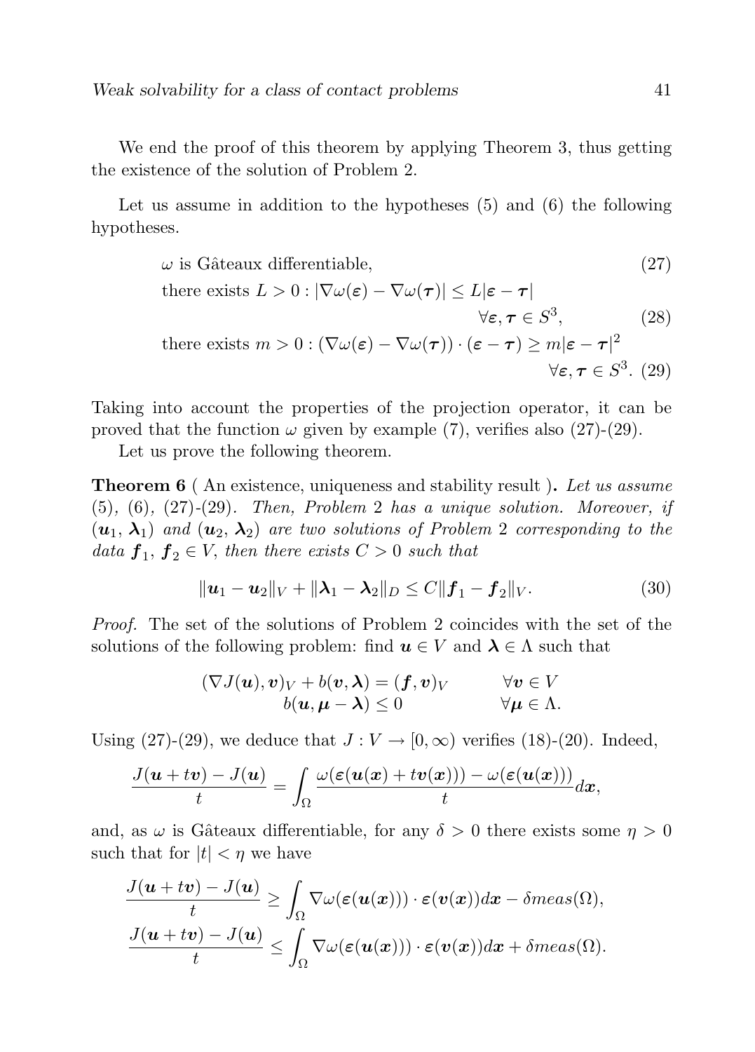We end the proof of this theorem by applying Theorem 3, thus getting the existence of the solution of Problem 2.

Let us assume in addition to the hypotheses (5) and (6) the following hypotheses.

$$\omega \text{ is Gâteaux differentiable,} \tag{27}$$

$$\text{there exists } L > 0 : |\nabla\omega(\boldsymbol{\varepsilon}) - \nabla\omega(\boldsymbol{\tau})| \leq L|\boldsymbol{\varepsilon} - \boldsymbol{\tau}| \quad \forall \boldsymbol{\varepsilon}, \boldsymbol{\tau} \in S^3, \tag{28}$$

$$\text{there exists } m > 0 : (\nabla\omega(\boldsymbol{\varepsilon}) - \nabla\omega(\boldsymbol{\tau})) \cdot (\boldsymbol{\varepsilon} - \boldsymbol{\tau}) \geq m|\boldsymbol{\varepsilon} - \boldsymbol{\tau}|^2 \quad \forall \boldsymbol{\varepsilon}, \boldsymbol{\tau} \in S^3. \tag{29}$$

Taking into account the properties of the projection operator, it can be proved that the function $\omega$ given by example (7), verifies also (27)-(29).

Let us prove the following theorem.

**Theorem 6** ( An existence, uniqueness and stability result )**.** *Let us assume* (5)*,* (6)*,* (27)-(29)*. Then, Problem* 2 *has a unique solution. Moreover, if* $(\boldsymbol{u}_1, \boldsymbol{\lambda}_1)$ *and* $(\boldsymbol{u}_2, \boldsymbol{\lambda}_2)$ *are two solutions of Problem* 2 *corresponding to the data* $\boldsymbol{f}_1, \boldsymbol{f}_2 \in V$*, then there exists* $C > 0$ *such that*

$$\|\boldsymbol{u}_1 - \boldsymbol{u}_2\|_V + \|\boldsymbol{\lambda}_1 - \boldsymbol{\lambda}_2\|_D \leq C\|\boldsymbol{f}_1 - \boldsymbol{f}_2\|_V. \tag{30}$$

*Proof.* The set of the solutions of Problem 2 coincides with the set of the solutions of the following problem: find $\boldsymbol{u} \in V$ and $\boldsymbol{\lambda} \in \Lambda$ such that

$$\begin{array}{ll} (\nabla J(\boldsymbol{u}), \boldsymbol{v})_V + b(\boldsymbol{v}, \boldsymbol{\lambda}) = (\boldsymbol{f}, \boldsymbol{v})_V & \forall \boldsymbol{v} \in V \\ b(\boldsymbol{u}, \boldsymbol{\mu} - \boldsymbol{\lambda}) \leq 0 & \forall \boldsymbol{\mu} \in \Lambda. \end{array}$$

Using (27)-(29), we deduce that $J : V \to [0, \infty)$ verifies (18)-(20). Indeed,

$$\frac{J(\boldsymbol{u} + t\boldsymbol{v}) - J(\boldsymbol{u})}{t} = \int_\Omega \frac{\omega(\boldsymbol{\varepsilon}(\boldsymbol{u}(\boldsymbol{x}) + t\boldsymbol{v}(\boldsymbol{x}))) - \omega(\boldsymbol{\varepsilon}(\boldsymbol{u}(\boldsymbol{x})))}{t} d\boldsymbol{x},$$

and, as $\omega$ is Gâteaux differentiable, for any $\delta > 0$ there exists some $\eta > 0$ such that for $|t| < \eta$ we have

$$\frac{J(\boldsymbol{u} + t\boldsymbol{v}) - J(\boldsymbol{u})}{t} \geq \int_\Omega \nabla\omega(\boldsymbol{\varepsilon}(\boldsymbol{u}(\boldsymbol{x}))) \cdot \boldsymbol{\varepsilon}(\boldsymbol{v}(\boldsymbol{x})) d\boldsymbol{x} - \delta meas(\Omega),$$

$$\frac{J(\boldsymbol{u} + t\boldsymbol{v}) - J(\boldsymbol{u})}{t} \leq \int_\Omega \nabla\omega(\boldsymbol{\varepsilon}(\boldsymbol{u}(\boldsymbol{x}))) \cdot \boldsymbol{\varepsilon}(\boldsymbol{v}(\boldsymbol{x})) d\boldsymbol{x} + \delta meas(\Omega).$$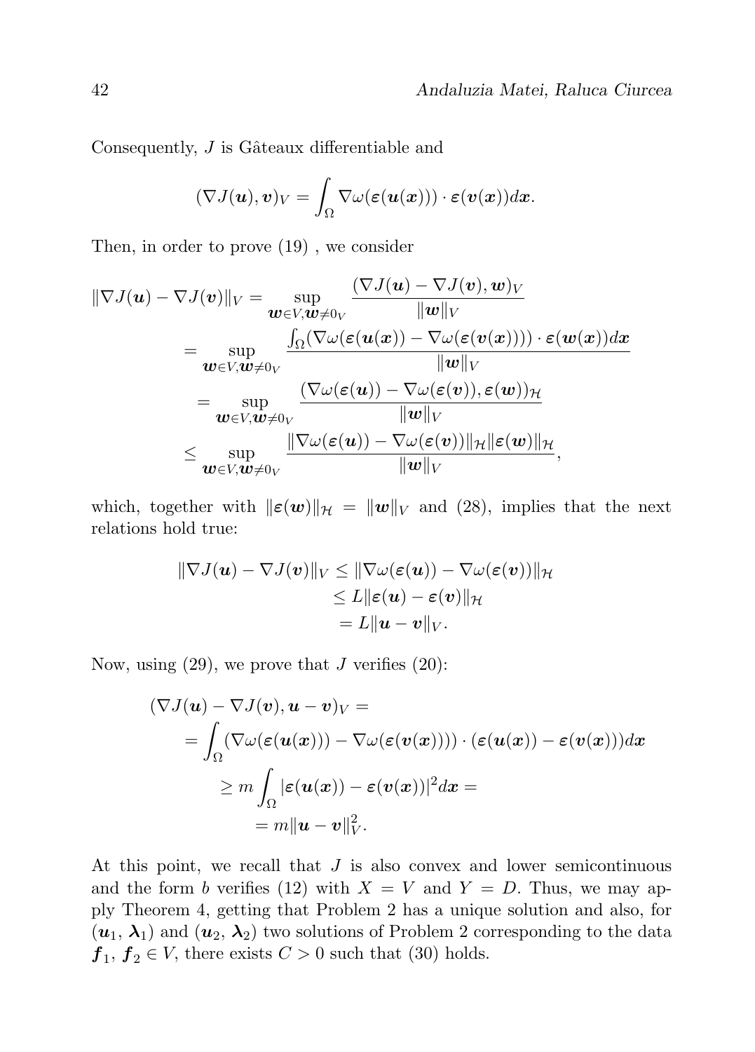Consequently, $J$ is Gâteaux differentiable and

$$(\nabla J(\boldsymbol{u}), \boldsymbol{v})_V = \int_\Omega \nabla \omega(\boldsymbol{\varepsilon}(\boldsymbol{u}(\boldsymbol{x}))) \cdot \boldsymbol{\varepsilon}(\boldsymbol{v}(\boldsymbol{x})) d\boldsymbol{x}.$$

Then, in order to prove (19) , we consider

$$\begin{aligned}
\|\nabla J(\boldsymbol{u}) - \nabla J(\boldsymbol{v})\|_V &= \sup_{\boldsymbol{w} \in V, \boldsymbol{w} \neq 0_V} \frac{(\nabla J(\boldsymbol{u}) - \nabla J(\boldsymbol{v}), \boldsymbol{w})_V}{\|\boldsymbol{w}\|_V} \\
&= \sup_{\boldsymbol{w} \in V, \boldsymbol{w} \neq 0_V} \frac{\int_\Omega (\nabla \omega(\boldsymbol{\varepsilon}(\boldsymbol{u}(\boldsymbol{x})) - \nabla \omega(\boldsymbol{\varepsilon}(\boldsymbol{v}(\boldsymbol{x})))) \cdot \boldsymbol{\varepsilon}(\boldsymbol{w}(\boldsymbol{x})) d\boldsymbol{x}}{\|\boldsymbol{w}\|_V} \\
&= \sup_{\boldsymbol{w} \in V, \boldsymbol{w} \neq 0_V} \frac{(\nabla \omega(\boldsymbol{\varepsilon}(\boldsymbol{u})) - \nabla \omega(\boldsymbol{\varepsilon}(\boldsymbol{v})), \boldsymbol{\varepsilon}(\boldsymbol{w}))_{\mathcal{H}}}{\|\boldsymbol{w}\|_V} \\
&\leq \sup_{\boldsymbol{w} \in V, \boldsymbol{w} \neq 0_V} \frac{\|\nabla \omega(\boldsymbol{\varepsilon}(\boldsymbol{u})) - \nabla \omega(\boldsymbol{\varepsilon}(\boldsymbol{v}))\|_{\mathcal{H}} \|\boldsymbol{\varepsilon}(\boldsymbol{w})\|_{\mathcal{H}}}{\|\boldsymbol{w}\|_V},
\end{aligned}$$

which, together with $\|\boldsymbol{\varepsilon}(\boldsymbol{w})\|_{\mathcal{H}} = \|\boldsymbol{w}\|_V$ and (28), implies that the next relations hold true:

$$\begin{aligned}
\|\nabla J(\boldsymbol{u}) - \nabla J(\boldsymbol{v})\|_V &\leq \|\nabla \omega(\boldsymbol{\varepsilon}(\boldsymbol{u})) - \nabla \omega(\boldsymbol{\varepsilon}(\boldsymbol{v}))\|_{\mathcal{H}} \\
&\leq L \|\boldsymbol{\varepsilon}(\boldsymbol{u}) - \boldsymbol{\varepsilon}(\boldsymbol{v})\|_{\mathcal{H}} \\
&= L \|\boldsymbol{u} - \boldsymbol{v}\|_V.
\end{aligned}$$

Now, using (29), we prove that $J$ verifies (20):

$$\begin{aligned}
(\nabla J(\boldsymbol{u}) &- \nabla J(\boldsymbol{v}), \boldsymbol{u} - \boldsymbol{v})_V = \\
&= \int_\Omega (\nabla \omega(\boldsymbol{\varepsilon}(\boldsymbol{u}(\boldsymbol{x}))) - \nabla \omega(\boldsymbol{\varepsilon}(\boldsymbol{v}(\boldsymbol{x})))) \cdot (\boldsymbol{\varepsilon}(\boldsymbol{u}(\boldsymbol{x})) - \boldsymbol{\varepsilon}(\boldsymbol{v}(\boldsymbol{x}))) d\boldsymbol{x} \\
&\geq m \int_\Omega |\boldsymbol{\varepsilon}(\boldsymbol{u}(\boldsymbol{x})) - \boldsymbol{\varepsilon}(\boldsymbol{v}(\boldsymbol{x}))|^2 d\boldsymbol{x} = \\
&= m \|\boldsymbol{u} - \boldsymbol{v}\|_V^2.
\end{aligned}$$

At this point, we recall that $J$ is also convex and lower semicontinuous and the form $b$ verifies (12) with $X = V$ and $Y = D$. Thus, we may apply Theorem 4, getting that Problem 2 has a unique solution and also, for $(\boldsymbol{u}_1, \boldsymbol{\lambda}_1)$ and $(\boldsymbol{u}_2, \boldsymbol{\lambda}_2)$ two solutions of Problem 2 corresponding to the data $\boldsymbol{f}_1$, $\boldsymbol{f}_2 \in V$, there exists $C > 0$ such that (30) holds.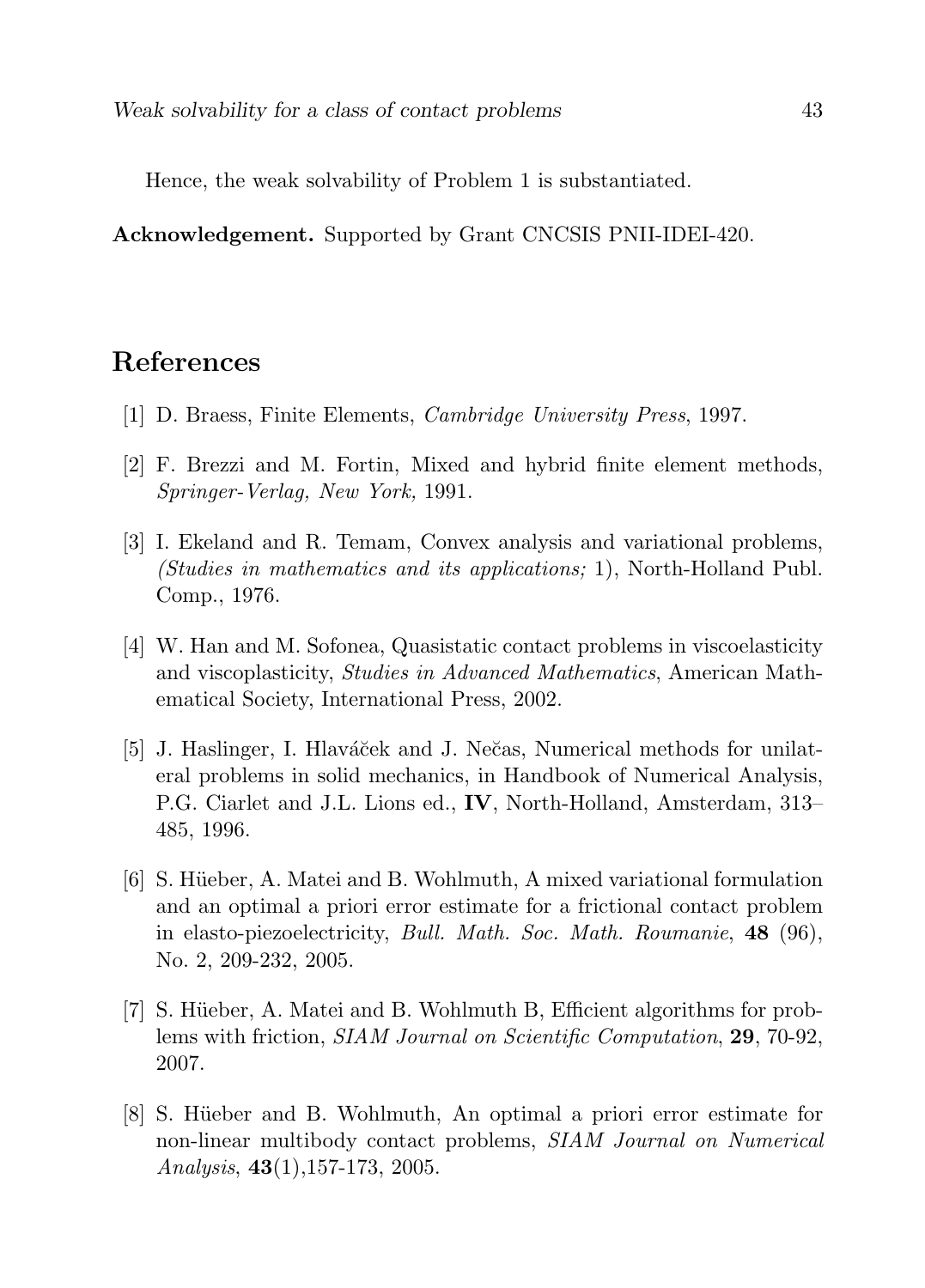Hence, the weak solvability of Problem 1 is substantiated.

**Acknowledgement.** Supported by Grant CNCSIS PNII-IDEI-420.

## References

[1] D. Braess, Finite Elements, *Cambridge University Press*, 1997.

[2] F. Brezzi and M. Fortin, Mixed and hybrid finite element methods, *Springer-Verlag, New York,* 1991.

[3] I. Ekeland and R. Temam, Convex analysis and variational problems, *(Studies in mathematics and its applications;* 1), North-Holland Publ. Comp., 1976.

[4] W. Han and M. Sofonea, Quasistatic contact problems in viscoelasticity and viscoplasticity, *Studies in Advanced Mathematics*, American Mathematical Society, International Press, 2002.

[5] J. Haslinger, I. Hlaváček and J. Nečas, Numerical methods for unilateral problems in solid mechanics, in Handbook of Numerical Analysis, P.G. Ciarlet and J.L. Lions ed., **IV**, North-Holland, Amsterdam, 313–485, 1996.

[6] S. Hüeber, A. Matei and B. Wohlmuth, A mixed variational formulation and an optimal a priori error estimate for a frictional contact problem in elasto-piezoelectricity, *Bull. Math. Soc. Math. Roumanie*, **48** (96), No. 2, 209-232, 2005.

[7] S. Hüeber, A. Matei and B. Wohlmuth B, Efficient algorithms for problems with friction, *SIAM Journal on Scientific Computation*, **29**, 70-92, 2007.

[8] S. Hüeber and B. Wohlmuth, An optimal a priori error estimate for non-linear multibody contact problems, *SIAM Journal on Numerical Analysis*, **43**(1),157-173, 2005.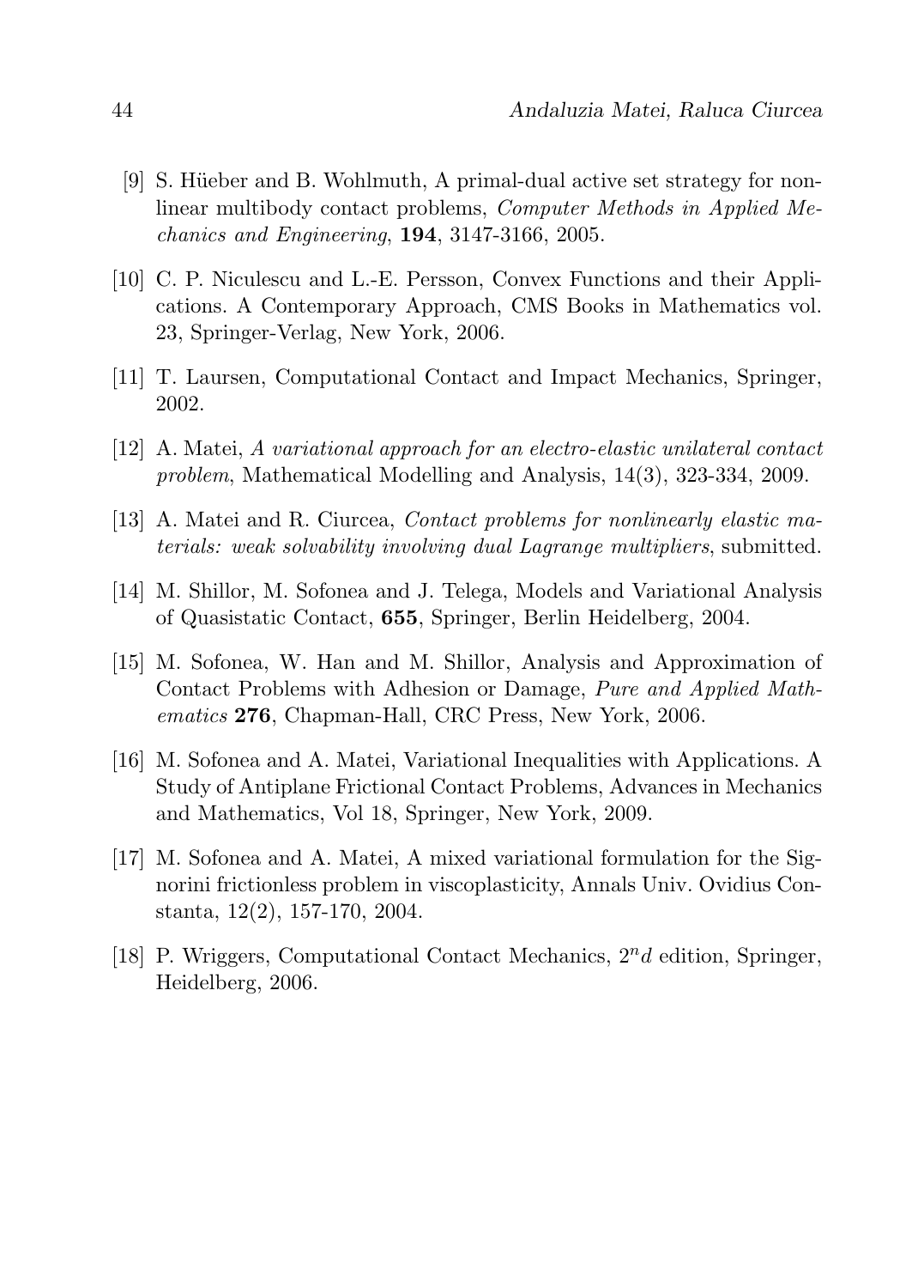[9] S. Hüeber and B. Wohlmuth, A primal-dual active set strategy for nonlinear multibody contact problems, *Computer Methods in Applied Mechanics and Engineering*, **194**, 3147-3166, 2005.

[10] C. P. Niculescu and L.-E. Persson, Convex Functions and their Applications. A Contemporary Approach, CMS Books in Mathematics vol. 23, Springer-Verlag, New York, 2006.

[11] T. Laursen, Computational Contact and Impact Mechanics, Springer, 2002.

[12] A. Matei, *A variational approach for an electro-elastic unilateral contact problem*, Mathematical Modelling and Analysis, 14(3), 323-334, 2009.

[13] A. Matei and R. Ciurcea, *Contact problems for nonlinearly elastic materials: weak solvability involving dual Lagrange multipliers*, submitted.

[14] M. Shillor, M. Sofonea and J. Telega, Models and Variational Analysis of Quasistatic Contact, **655**, Springer, Berlin Heidelberg, 2004.

[15] M. Sofonea, W. Han and M. Shillor, Analysis and Approximation of Contact Problems with Adhesion or Damage, *Pure and Applied Mathematics* **276**, Chapman-Hall, CRC Press, New York, 2006.

[16] M. Sofonea and A. Matei, Variational Inequalities with Applications. A Study of Antiplane Frictional Contact Problems, Advances in Mechanics and Mathematics, Vol 18, Springer, New York, 2009.

[17] M. Sofonea and A. Matei, A mixed variational formulation for the Signorini frictionless problem in viscoplasticity, Annals Univ. Ovidius Constanta, 12(2), 157-170, 2004.

[18] P. Wriggers, Computational Contact Mechanics, $2^n d$ edition, Springer, Heidelberg, 2006.